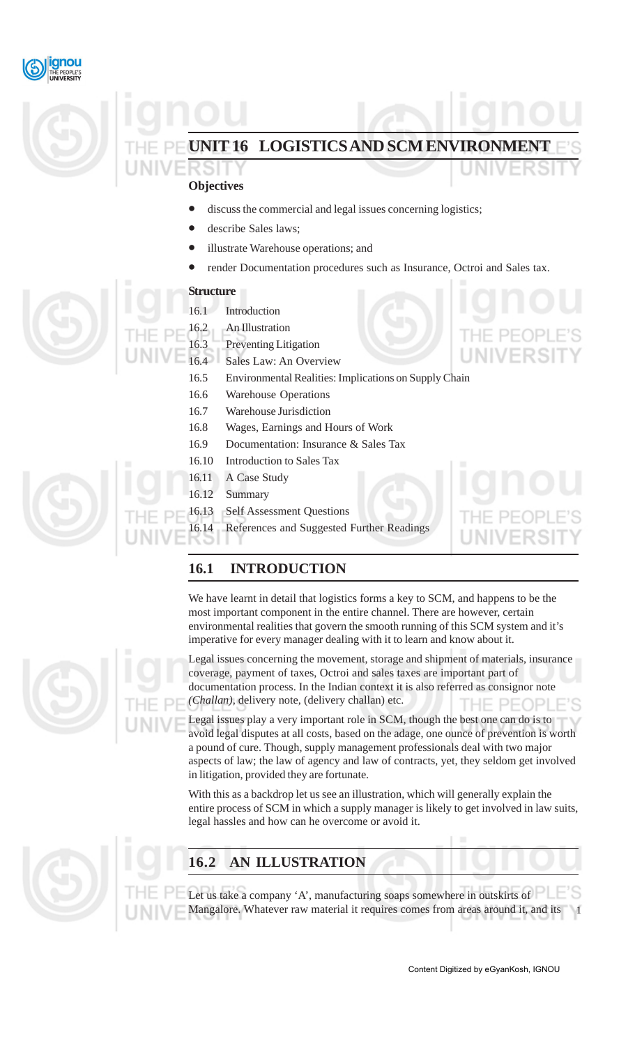# UNIT 16 LOGISTICS AND SCM ENVIRONMENT

**Objectives**

- discuss the commercial and legal issues concerning logistics;
- describe Sales laws;
- illustrate Warehouse operations; and
- render Documentation procedures such as Insurance, Octroi and Sales tax.

**Structure**

16.1 Introduction

16.2 An Illustration

16.3 Preventing Litigation

16.4 Sales Law: An Overview

16.5 Environmental Realities: Implications on Supply Chain

16.6 Warehouse Operations

16.7 Warehouse Jurisdiction

16.8 Wages, Earnings and Hours of Work

16.9 Documentation: Insurance & Sales Tax

16.10 Introduction to Sales Tax

16.11 A Case Study

16.12 Summary

16.13 Self Assessment Questions

16.14 References and Suggested Further Readings

## 16.1 INTRODUCTION

We have learnt in detail that logistics forms a key to SCM, and happens to be the most important component in the entire channel. There are however, certain environmental realities that govern the smooth running of this SCM system and it's imperative for every manager dealing with it to learn and know about it.

Legal issues concerning the movement, storage and shipment of materials, insurance coverage, payment of taxes, Octroi and sales taxes are important part of documentation process. In the Indian context it is also referred as consignor note *(Challan)*, delivery note, (delivery challan) etc.

Legal issues play a very important role in SCM, though the best one can do is to avoid legal disputes at all costs, based on the adage, one ounce of prevention is worth a pound of cure. Though, supply management professionals deal with two major aspects of law; the law of agency and law of contracts, yet, they seldom get involved in litigation, provided they are fortunate.

With this as a backdrop let us see an illustration, which will generally explain the entire process of SCM in which a supply manager is likely to get involved in law suits, legal hassles and how can he overcome or avoid it.

## 16.2 AN ILLUSTRATION

Let us take a company 'A', manufacturing soaps somewhere in outskirts of Mangalore. Whatever raw material it requires comes from areas around it, and its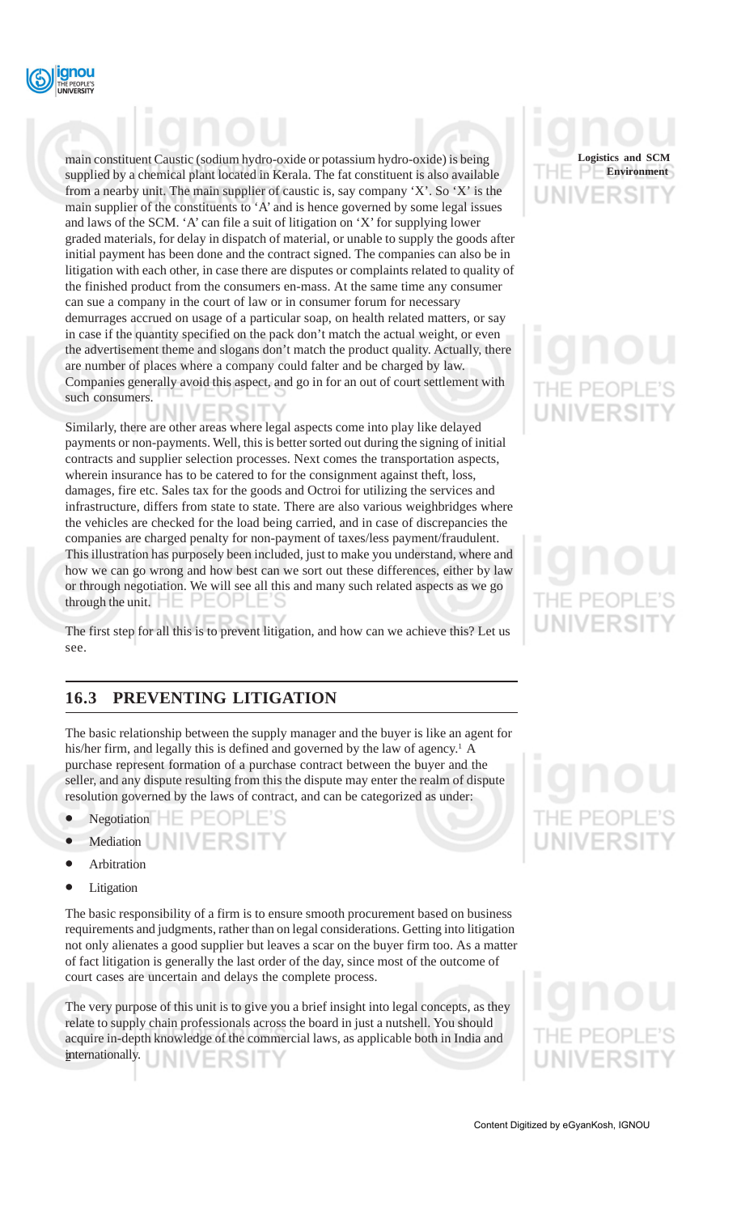main constituent Caustic (sodium hydro-oxide or potassium hydro-oxide) is being supplied by a chemical plant located in Kerala. The fat constituent is also available from a nearby unit. The main supplier of caustic is, say company 'X'. So 'X' is the main supplier of the constituents to 'A' and is hence governed by some legal issues and laws of the SCM. 'A' can file a suit of litigation on 'X' for supplying lower graded materials, for delay in dispatch of material, or unable to supply the goods after initial payment has been done and the contract signed. The companies can also be in litigation with each other, in case there are disputes or complaints related to quality of the finished product from the consumers en-mass. At the same time any consumer can sue a company in the court of law or in consumer forum for necessary demurrages accrued on usage of a particular soap, on health related matters, or say in case if the quantity specified on the pack don't match the actual weight, or even the advertisement theme and slogans don't match the product quality. Actually, there are number of places where a company could falter and be charged by law. Companies generally avoid this aspect, and go in for an out of court settlement with such consumers.

Similarly, there are other areas where legal aspects come into play like delayed payments or non-payments. Well, this is better sorted out during the signing of initial contracts and supplier selection processes. Next comes the transportation aspects, wherein insurance has to be catered to for the consignment against theft, loss, damages, fire etc. Sales tax for the goods and Octroi for utilizing the services and infrastructure, differs from state to state. There are also various weighbridges where the vehicles are checked for the load being carried, and in case of discrepancies the companies are charged penalty for non-payment of taxes/less payment/fraudulent. This illustration has purposely been included, just to make you understand, where and how we can go wrong and how best can we sort out these differences, either by law or through negotiation. We will see all this and many such related aspects as we go through the unit.

The first step for all this is to prevent litigation, and how can we achieve this? Let us see.

## 16.3 PREVENTING LITIGATION

The basic relationship between the supply manager and the buyer is like an agent for his/her firm, and legally this is defined and governed by the law of agency.[1] A purchase represent formation of a purchase contract between the buyer and the seller, and any dispute resulting from this the dispute may enter the realm of dispute resolution governed by the laws of contract, and can be categorized as under:

- Negotiation
- Mediation
- Arbitration
- Litigation

The basic responsibility of a firm is to ensure smooth procurement based on business requirements and judgments, rather than on legal considerations. Getting into litigation not only alienates a good supplier but leaves a scar on the buyer firm too. As a matter of fact litigation is generally the last order of the day, since most of the outcome of court cases are uncertain and delays the complete process.

The very purpose of this unit is to give you a brief insight into legal concepts, as they relate to supply chain professionals across the board in just a nutshell. You should acquire in-depth knowledge of the commercial laws, as applicable both in India and internationally.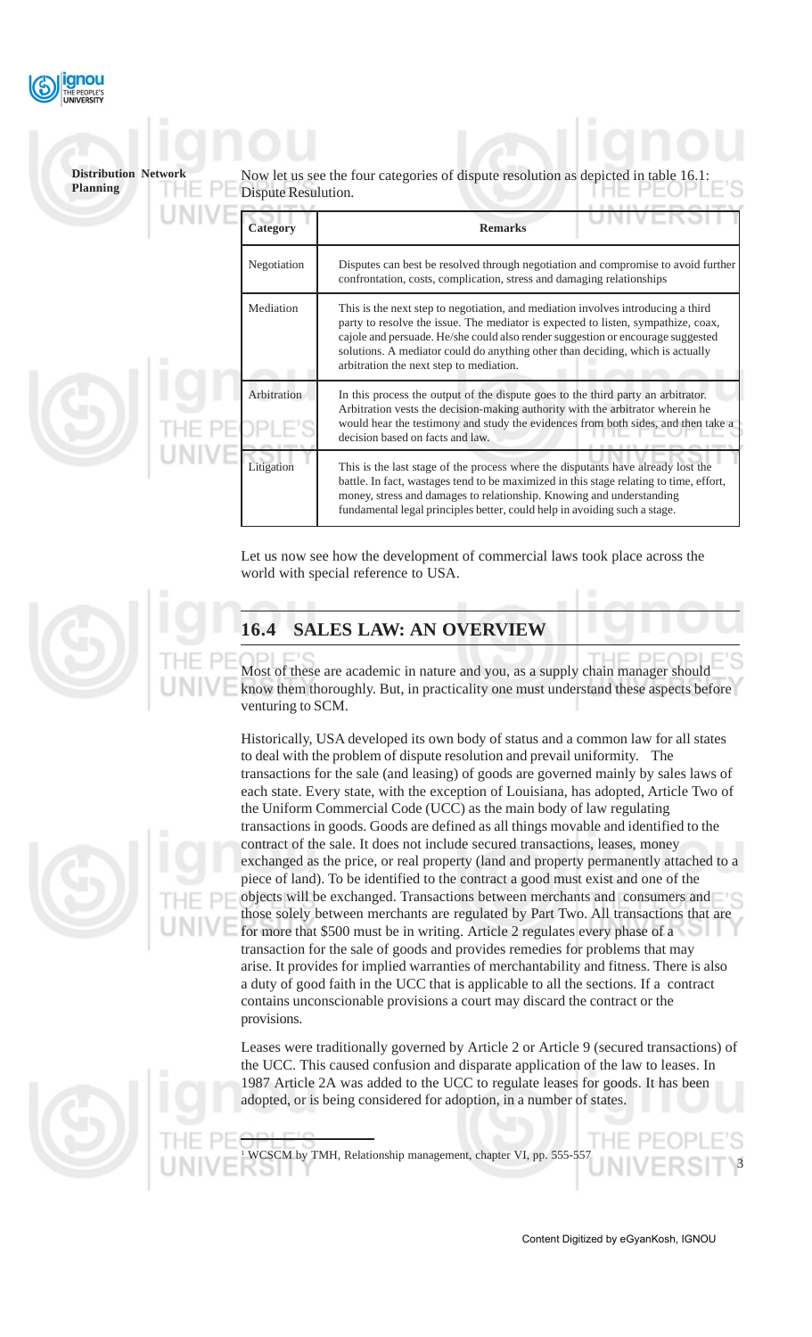Now let us see the four categories of dispute resolution as depicted in table 16.1: Dispute Resulution.

| Category | Remarks |
|---|---|
| Negotiation | Disputes can best be resolved through negotiation and compromise to avoid further confrontation, costs, complication, stress and damaging relationships |
| Mediation | This is the next step to negotiation, and mediation involves introducing a third party to resolve the issue. The mediator is expected to listen, sympathize, coax, cajole and persuade. He/she could also render suggestion or encourage suggested solutions. A mediator could do anything other than deciding, which is actually arbitration the next step to mediation. |
| Arbitration | In this process the output of the dispute goes to the third party an arbitrator. Arbitration vests the decision-making authority with the arbitrator wherein he would hear the testimony and study the evidences from both sides, and then take a decision based on facts and law. |
| Litigation | This is the last stage of the process where the disputants have already lost the battle. In fact, wastages tend to be maximized in this stage relating to time, effort, money, stress and damages to relationship. Knowing and understanding fundamental legal principles better, could help in avoiding such a stage. |

Let us now see how the development of commercial laws took place across the world with special reference to USA.

## 16.4 SALES LAW: AN OVERVIEW

Most of these are academic in nature and you, as a supply chain manager should know them thoroughly. But, in practicality one must understand these aspects before venturing to SCM.

Historically, USA developed its own body of status and a common law for all states to deal with the problem of dispute resolution and prevail uniformity. The transactions for the sale (and leasing) of goods are governed mainly by sales laws of each state. Every state, with the exception of Louisiana, has adopted, Article Two of the Uniform Commercial Code (UCC) as the main body of law regulating transactions in goods. Goods are defined as all things movable and identified to the contract of the sale. It does not include secured transactions, leases, money exchanged as the price, or real property (land and property permanently attached to a piece of land). To be identified to the contract a good must exist and one of the objects will be exchanged. Transactions between merchants and consumers and those solely between merchants are regulated by Part Two. All transactions that are for more that $500 must be in writing. Article 2 regulates every phase of a transaction for the sale of goods and provides remedies for problems that may arise. It provides for implied warranties of merchantability and fitness. There is also a duty of good faith in the UCC that is applicable to all the sections. If a contract contains unconscionable provisions a court may discard the contract or the provisions.

Leases were traditionally governed by Article 2 or Article 9 (secured transactions) of the UCC. This caused confusion and disparate application of the law to leases. In 1987 Article 2A was added to the UCC to regulate leases for goods. It has been adopted, or is being considered for adoption, in a number of states.

---

[1] WCSCM by TMH, Relationship management, chapter VI, pp. 555-557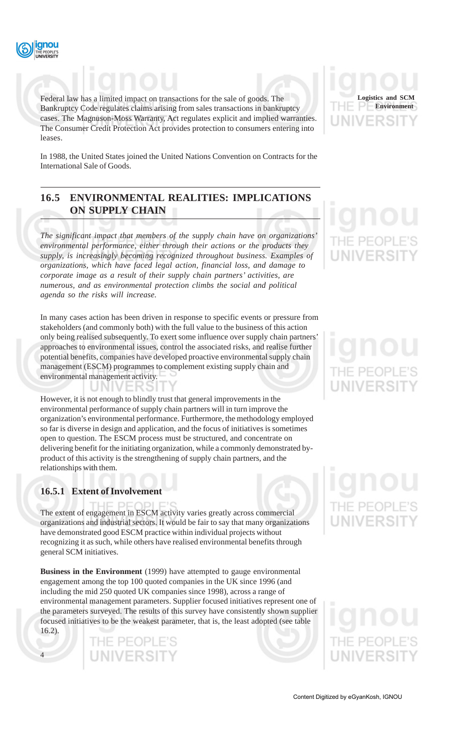Federal law has a limited impact on transactions for the sale of goods. The Bankruptcy Code regulates claims arising from sales transactions in bankruptcy cases. The Magnuson-Moss Warranty, Act regulates explicit and implied warranties. The Consumer Credit Protection Act provides protection to consumers entering into leases.

In 1988, the United States joined the United Nations Convention on Contracts for the International Sale of Goods.

## 16.5 ENVIRONMENTAL REALITIES: IMPLICATIONS ON SUPPLY CHAIN

*The significant impact that members of the supply chain have on organizations' environmental performance, either through their actions or the products they supply, is increasingly becoming recognized throughout business. Examples of organizations, which have faced legal action, financial loss, and damage to corporate image as a result of their supply chain partners' activities, are numerous, and as environmental protection climbs the social and political agenda so the risks will increase.*

In many cases action has been driven in response to specific events or pressure from stakeholders (and commonly both) with the full value to the business of this action only being realised subsequently. To exert some influence over supply chain partners' approaches to environmental issues, control the associated risks, and realise further potential benefits, companies have developed proactive environmental supply chain management (ESCM) programmes to complement existing supply chain and environmental management activity.

However, it is not enough to blindly trust that general improvements in the environmental performance of supply chain partners will in turn improve the organization's environmental performance. Furthermore, the methodology employed so far is diverse in design and application, and the focus of initiatives is sometimes open to question. The ESCM process must be structured, and concentrate on delivering benefit for the initiating organization, while a commonly demonstrated by-product of this activity is the strengthening of supply chain partners, and the relationships with them.

### 16.5.1 Extent of Involvement

The extent of engagement in ESCM activity varies greatly across commercial organizations and industrial sectors. It would be fair to say that many organizations have demonstrated good ESCM practice within individual projects without recognizing it as such, while others have realised environmental benefits through general SCM initiatives.

**Business in the Environment** (1999) have attempted to gauge environmental engagement among the top 100 quoted companies in the UK since 1996 (and including the mid 250 quoted UK companies since 1998), across a range of environmental management parameters. Supplier focused initiatives represent one of the parameters surveyed. The results of this survey have consistently shown supplier focused initiatives to be the weakest parameter, that is, the least adopted (see table 16.2).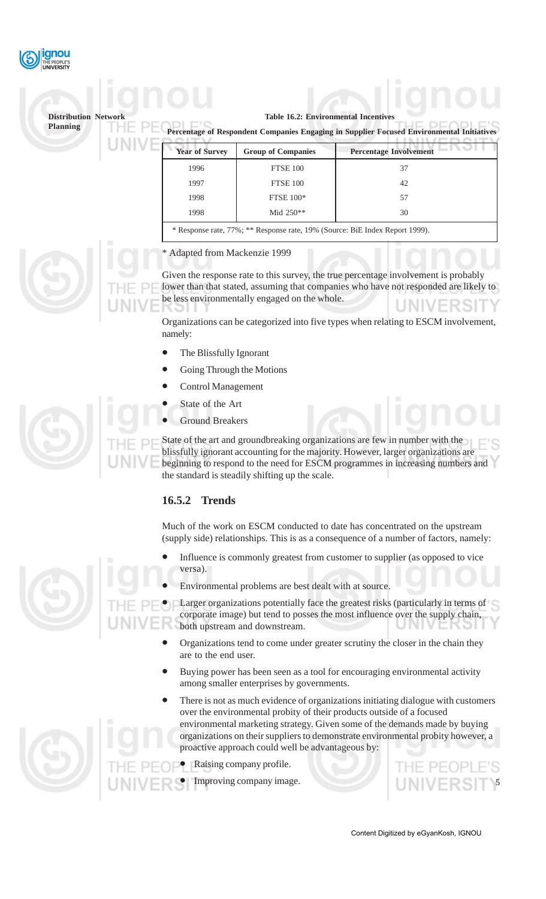**Table 16.2: Environmental Incentives**

**Percentage of Respondent Companies Engaging in Supplier Focused Environmental Initiatives**

| Year of Survey | Group of Companies | Percentage Involvement |
|---|---|---|
| 1996 | FTSE 100 | 37 |
| 1997 | FTSE 100 | 42 |
| 1998 | FTSE 100* | 57 |
| 1998 | Mid 250** | 30 |

* Response rate, 77%; ** Response rate, 19% (Source: BiE Index Report 1999).

* Adapted from Mackenzie 1999

Given the response rate to this survey, the true percentage involvement is probably lower than that stated, assuming that companies who have not responded are likely to be less environmentally engaged on the whole.

Organizations can be categorized into five types when relating to ESCM involvement, namely:

- The Blissfully Ignorant
- Going Through the Motions
- Control Management
- State of the Art
- Ground Breakers

State of the art and groundbreaking organizations are few in number with the blissfully ignorant accounting for the majority. However, larger organizations are beginning to respond to the need for ESCM programmes in increasing numbers and the standard is steadily shifting up the scale.

### 16.5.2 Trends

Much of the work on ESCM conducted to date has concentrated on the upstream (supply side) relationships. This is as a consequence of a number of factors, namely:

- Influence is commonly greatest from customer to supplier (as opposed to vice versa).
- Environmental problems are best dealt with at source.
- Larger organizations potentially face the greatest risks (particularly in terms of corporate image) but tend to posses the most influence over the supply chain, both upstream and downstream.
- Organizations tend to come under greater scrutiny the closer in the chain they are to the end user.
- Buying power has been seen as a tool for encouraging environmental activity among smaller enterprises by governments.
- There is not as much evidence of organizations initiating dialogue with customers over the environmental probity of their products outside of a focused environmental marketing strategy. Given some of the demands made by buying organizations on their suppliers to demonstrate environmental probity however, a proactive approach could well be advantageous by:
  - Raising company profile.
  - Improving company image.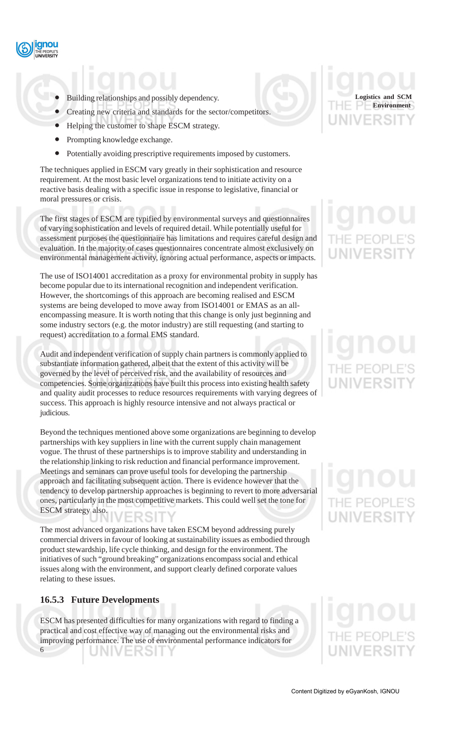- Building relationships and possibly dependency.
- Creating new criteria and standards for the sector/competitors.
- Helping the customer to shape ESCM strategy.
- Prompting knowledge exchange.
- Potentially avoiding prescriptive requirements imposed by customers.

The techniques applied in ESCM vary greatly in their sophistication and resource requirement. At the most basic level organizations tend to initiate activity on a reactive basis dealing with a specific issue in response to legislative, financial or moral pressures or crisis.

The first stages of ESCM are typified by environmental surveys and questionnaires of varying sophistication and levels of required detail. While potentially useful for assessment purposes the questionnaire has limitations and requires careful design and evaluation. In the majority of cases questionnaires concentrate almost exclusively on environmental management activity, ignoring actual performance, aspects or impacts.

The use of ISO14001 accreditation as a proxy for environmental probity in supply has become popular due to its international recognition and independent verification. However, the shortcomings of this approach are becoming realised and ESCM systems are being developed to move away from ISO14001 or EMAS as an all-encompassing measure. It is worth noting that this change is only just beginning and some industry sectors (e.g. the motor industry) are still requesting (and starting to request) accreditation to a formal EMS standard.

Audit and independent verification of supply chain partners is commonly applied to substantiate information gathered, albeit that the extent of this activity will be governed by the level of perceived risk, and the availability of resources and competencies. Some organizations have built this process into existing health safety and quality audit processes to reduce resources requirements with varying degrees of success. This approach is highly resource intensive and not always practical or judicious.

Beyond the techniques mentioned above some organizations are beginning to develop partnerships with key suppliers in line with the current supply chain management vogue. The thrust of these partnerships is to improve stability and understanding in the relationship linking to risk reduction and financial performance improvement. Meetings and seminars can prove useful tools for developing the partnership approach and facilitating subsequent action. There is evidence however that the tendency to develop partnership approaches is beginning to revert to more adversarial ones, particularly in the most competitive markets. This could well set the tone for ESCM strategy also.

The most advanced organizations have taken ESCM beyond addressing purely commercial drivers in favour of looking at sustainability issues as embodied through product stewardship, life cycle thinking, and design for the environment. The initiatives of such "ground breaking" organizations encompass social and ethical issues along with the environment, and support clearly defined corporate values relating to these issues.

### 16.5.3 Future Developments

ESCM has presented difficulties for many organizations with regard to finding a practical and cost effective way of managing out the environmental risks and improving performance. The use of environmental performance indicators for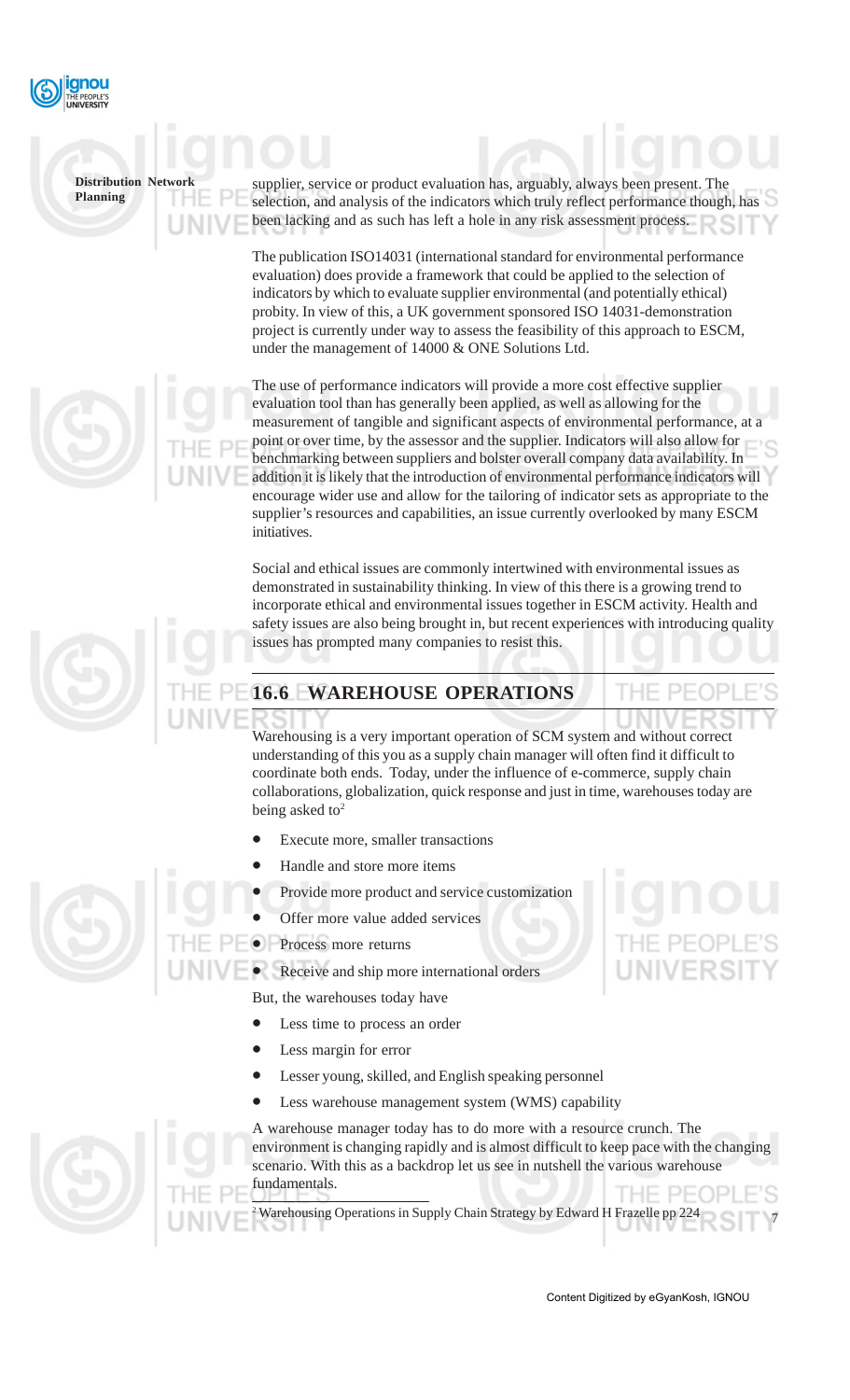supplier, service or product evaluation has, arguably, always been present. The selection, and analysis of the indicators which truly reflect performance though, has been lacking and as such has left a hole in any risk assessment process.

The publication ISO14031 (international standard for environmental performance evaluation) does provide a framework that could be applied to the selection of indicators by which to evaluate supplier environmental (and potentially ethical) probity. In view of this, a UK government sponsored ISO 14031-demonstration project is currently under way to assess the feasibility of this approach to ESCM, under the management of 14000 & ONE Solutions Ltd.

The use of performance indicators will provide a more cost effective supplier evaluation tool than has generally been applied, as well as allowing for the measurement of tangible and significant aspects of environmental performance, at a point or over time, by the assessor and the supplier. Indicators will also allow for benchmarking between suppliers and bolster overall company data availability. In addition it is likely that the introduction of environmental performance indicators will encourage wider use and allow for the tailoring of indicator sets as appropriate to the supplier's resources and capabilities, an issue currently overlooked by many ESCM initiatives.

Social and ethical issues are commonly intertwined with environmental issues as demonstrated in sustainability thinking. In view of this there is a growing trend to incorporate ethical and environmental issues together in ESCM activity. Health and safety issues are also being brought in, but recent experiences with introducing quality issues has prompted many companies to resist this.

## 16.6 WAREHOUSE OPERATIONS

Warehousing is a very important operation of SCM system and without correct understanding of this you as a supply chain manager will often find it difficult to coordinate both ends. Today, under the influence of e-commerce, supply chain collaborations, globalization, quick response and just in time, warehouses today are being asked to[2]

- Execute more, smaller transactions
- Handle and store more items
- Provide more product and service customization
- Offer more value added services
- Process more returns
- Receive and ship more international orders

But, the warehouses today have

- Less time to process an order
- Less margin for error
- Lesser young, skilled, and English speaking personnel
- Less warehouse management system (WMS) capability

A warehouse manager today has to do more with a resource crunch. The environment is changing rapidly and is almost difficult to keep pace with the changing scenario. With this as a backdrop let us see in nutshell the various warehouse fundamentals.

[2] Warehousing Operations in Supply Chain Strategy by Edward H Frazelle pp 224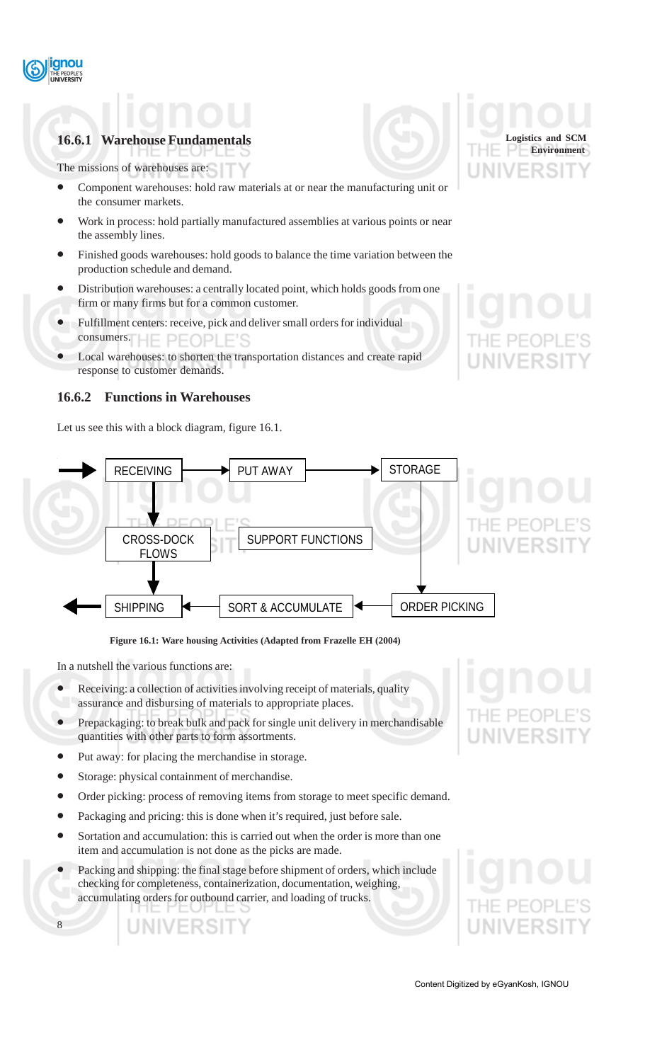### 16.6.1 Warehouse Fundamentals

The missions of warehouses are:

- Component warehouses: hold raw materials at or near the manufacturing unit or the consumer markets.
- Work in process: hold partially manufactured assemblies at various points or near the assembly lines.
- Finished goods warehouses: hold goods to balance the time variation between the production schedule and demand.
- Distribution warehouses: a centrally located point, which holds goods from one firm or many firms but for a common customer.
- Fulfillment centers: receive, pick and deliver small orders for individual consumers.
- Local warehouses: to shorten the transportation distances and create rapid response to customer demands.

### 16.6.2 Functions in Warehouses

Let us see this with a block diagram, figure 16.1.

RECEIVING → PUT AWAY → STORAGE

RECEIVING → CROSS-DOCK FLOWS → SHIPPING

SUPPORT FUNCTIONS

STORAGE → ORDER PICKING → SORT & ACCUMULATE → SHIPPING

**Figure 16.1: Ware housing Activities (Adapted from Frazelle EH (2004)**

In a nutshell the various functions are:

- Receiving: a collection of activities involving receipt of materials, quality assurance and disbursing of materials to appropriate places.
- Prepackaging: to break bulk and pack for single unit delivery in merchandisable quantities with other parts to form assortments.
- Put away: for placing the merchandise in storage.
- Storage: physical containment of merchandise.
- Order picking: process of removing items from storage to meet specific demand.
- Packaging and pricing: this is done when it's required, just before sale.
- Sortation and accumulation: this is carried out when the order is more than one item and accumulation is not done as the picks are made.
- Packing and shipping: the final stage before shipment of orders, which include checking for completeness, containerization, documentation, weighing, accumulating orders for outbound carrier, and loading of trucks.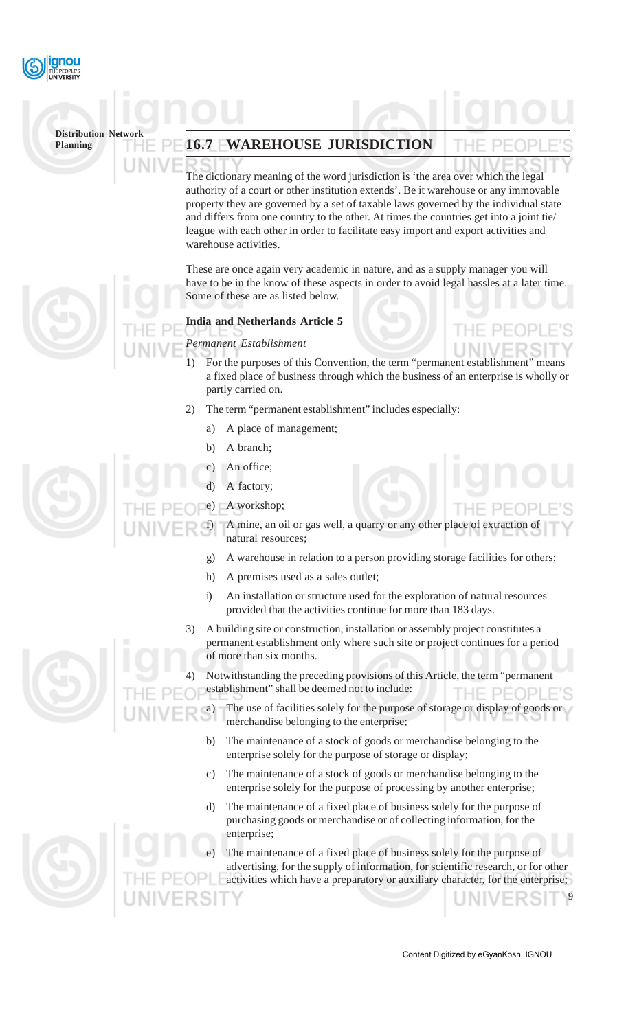## 16.7 WAREHOUSE JURISDICTION

The dictionary meaning of the word jurisdiction is 'the area over which the legal authority of a court or other institution extends'. Be it warehouse or any immovable property they are governed by a set of taxable laws governed by the individual state and differs from one country to the other. At times the countries get into a joint tie/league with each other in order to facilitate easy import and export activities and warehouse activities.

These are once again very academic in nature, and as a supply manager you will have to be in the know of these aspects in order to avoid legal hassles at a later time. Some of these are as listed below.

**India and Netherlands Article 5**

*Permanent Establishment*

1) For the purposes of this Convention, the term "permanent establishment" means a fixed place of business through which the business of an enterprise is wholly or partly carried on.

2) The term "permanent establishment" includes especially:

   a) A place of management;

   b) A branch;

   c) An office;

   d) A factory;

   e) A workshop;

   f) A mine, an oil or gas well, a quarry or any other place of extraction of natural resources;

   g) A warehouse in relation to a person providing storage facilities for others;

   h) A premises used as a sales outlet;

   i) An installation or structure used for the exploration of natural resources provided that the activities continue for more than 183 days.

3) A building site or construction, installation or assembly project constitutes a permanent establishment only where such site or project continues for a period of more than six months.

4) Notwithstanding the preceding provisions of this Article, the term "permanent establishment" shall be deemed not to include:

   a) The use of facilities solely for the purpose of storage or display of goods or merchandise belonging to the enterprise;

   b) The maintenance of a stock of goods or merchandise belonging to the enterprise solely for the purpose of storage or display;

   c) The maintenance of a stock of goods or merchandise belonging to the enterprise solely for the purpose of processing by another enterprise;

   d) The maintenance of a fixed place of business solely for the purpose of purchasing goods or merchandise or of collecting information, for the enterprise;

   e) The maintenance of a fixed place of business solely for the purpose of advertising, for the supply of information, for scientific research, or for other activities which have a preparatory or auxiliary character, for the enterprise;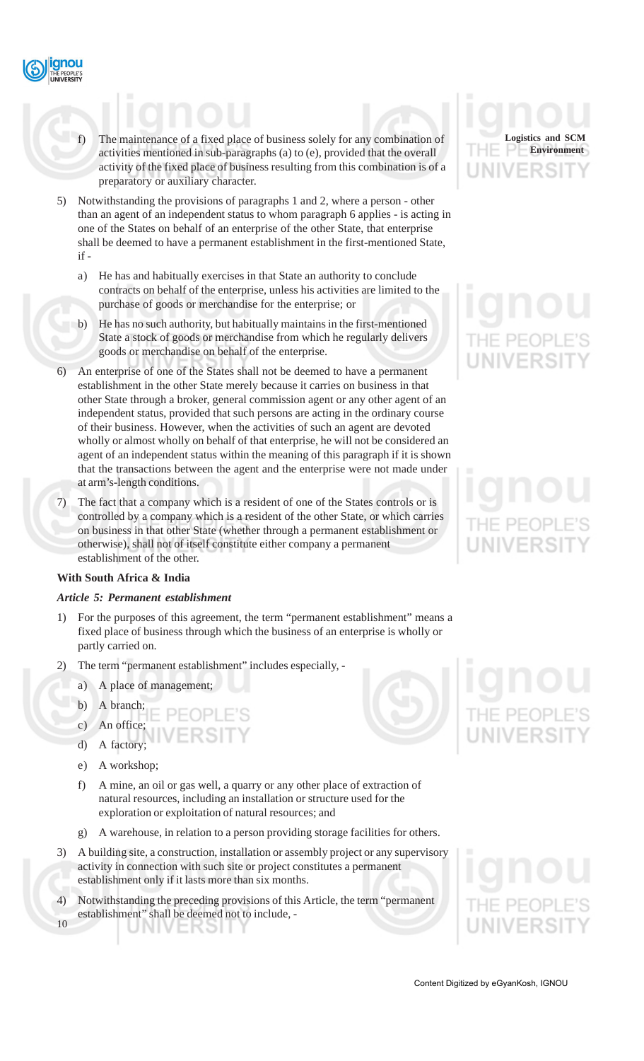f) The maintenance of a fixed place of business solely for any combination of activities mentioned in sub-paragraphs (a) to (e), provided that the overall activity of the fixed place of business resulting from this combination is of a preparatory or auxiliary character.

5) Notwithstanding the provisions of paragraphs 1 and 2, where a person - other than an agent of an independent status to whom paragraph 6 applies - is acting in one of the States on behalf of an enterprise of the other State, that enterprise shall be deemed to have a permanent establishment in the first-mentioned State, if -

   a) He has and habitually exercises in that State an authority to conclude contracts on behalf of the enterprise, unless his activities are limited to the purchase of goods or merchandise for the enterprise; or

   b) He has no such authority, but habitually maintains in the first-mentioned State a stock of goods or merchandise from which he regularly delivers goods or merchandise on behalf of the enterprise.

6) An enterprise of one of the States shall not be deemed to have a permanent establishment in the other State merely because it carries on business in that other State through a broker, general commission agent or any other agent of an independent status, provided that such persons are acting in the ordinary course of their business. However, when the activities of such an agent are devoted wholly or almost wholly on behalf of that enterprise, he will not be considered an agent of an independent status within the meaning of this paragraph if it is shown that the transactions between the agent and the enterprise were not made under at arm's-length conditions.

7) The fact that a company which is a resident of one of the States controls or is controlled by a company which is a resident of the other State, or which carries on business in that other State (whether through a permanent establishment or otherwise), shall not of itself constitute either company a permanent establishment of the other.

**With South Africa & India**

***Article 5: Permanent establishment***

1) For the purposes of this agreement, the term "permanent establishment" means a fixed place of business through which the business of an enterprise is wholly or partly carried on.

2) The term "permanent establishment" includes especially, -

   a) A place of management;

   b) A branch;

   c) An office;

   d) A factory;

   e) A workshop;

   f) A mine, an oil or gas well, a quarry or any other place of extraction of natural resources, including an installation or structure used for the exploration or exploitation of natural resources; and

   g) A warehouse, in relation to a person providing storage facilities for others.

3) A building site, a construction, installation or assembly project or any supervisory activity in connection with such site or project constitutes a permanent establishment only if it lasts more than six months.

4) Notwithstanding the preceding provisions of this Article, the term "permanent establishment" shall be deemed not to include, -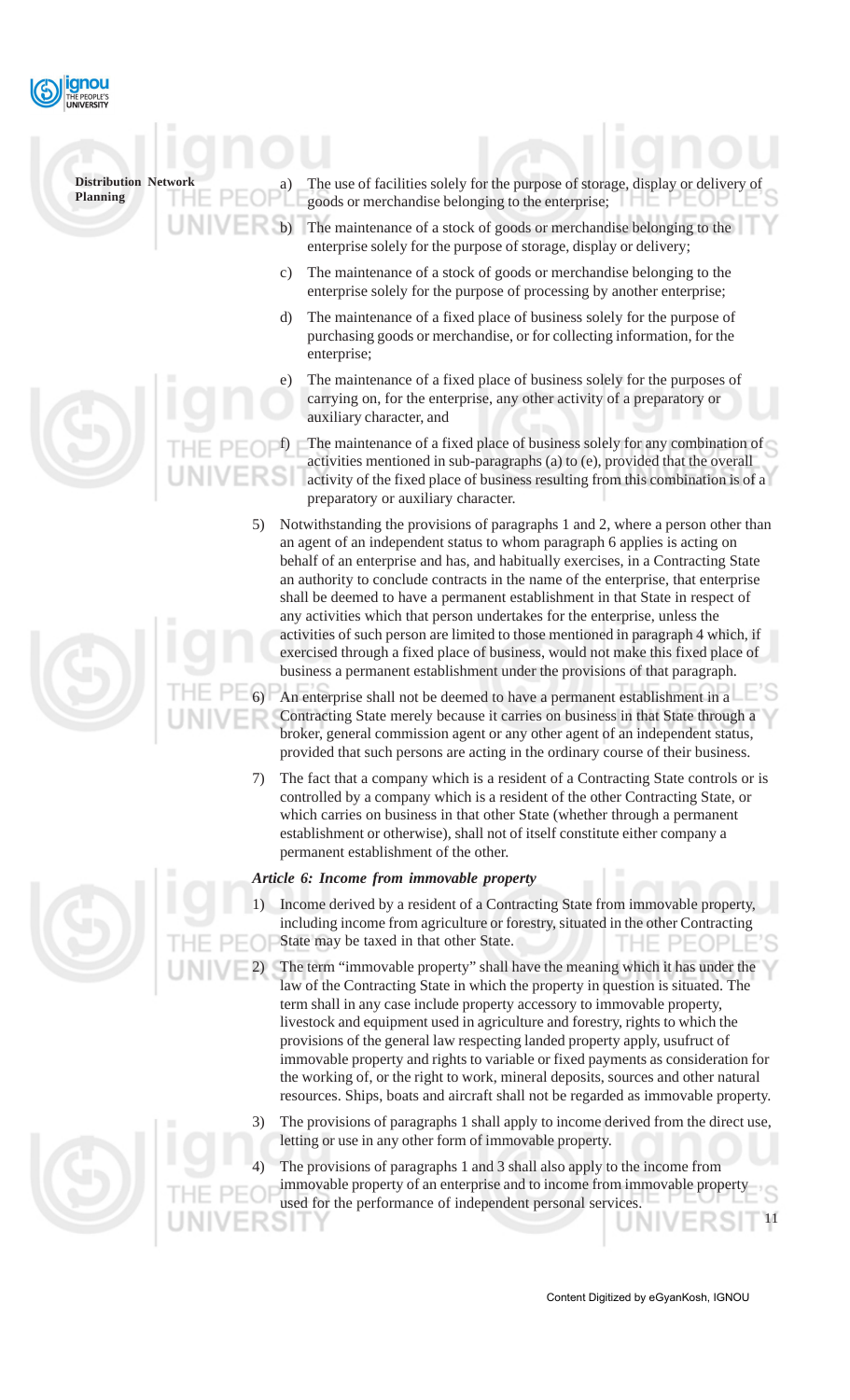a) The use of facilities solely for the purpose of storage, display or delivery of goods or merchandise belonging to the enterprise;

b) The maintenance of a stock of goods or merchandise belonging to the enterprise solely for the purpose of storage, display or delivery;

c) The maintenance of a stock of goods or merchandise belonging to the enterprise solely for the purpose of processing by another enterprise;

d) The maintenance of a fixed place of business solely for the purpose of purchasing goods or merchandise, or for collecting information, for the enterprise;

e) The maintenance of a fixed place of business solely for the purposes of carrying on, for the enterprise, any other activity of a preparatory or auxiliary character, and

f) The maintenance of a fixed place of business solely for any combination of activities mentioned in sub-paragraphs (a) to (e), provided that the overall activity of the fixed place of business resulting from this combination is of a preparatory or auxiliary character.

5) Notwithstanding the provisions of paragraphs 1 and 2, where a person other than an agent of an independent status to whom paragraph 6 applies is acting on behalf of an enterprise and has, and habitually exercises, in a Contracting State an authority to conclude contracts in the name of the enterprise, that enterprise shall be deemed to have a permanent establishment in that State in respect of any activities which that person undertakes for the enterprise, unless the activities of such person are limited to those mentioned in paragraph 4 which, if exercised through a fixed place of business, would not make this fixed place of business a permanent establishment under the provisions of that paragraph.

6) An enterprise shall not be deemed to have a permanent establishment in a Contracting State merely because it carries on business in that State through a broker, general commission agent or any other agent of an independent status, provided that such persons are acting in the ordinary course of their business.

7) The fact that a company which is a resident of a Contracting State controls or is controlled by a company which is a resident of the other Contracting State, or which carries on business in that other State (whether through a permanent establishment or otherwise), shall not of itself constitute either company a permanent establishment of the other.

***Article 6: Income from immovable property***

1) Income derived by a resident of a Contracting State from immovable property, including income from agriculture or forestry, situated in the other Contracting State may be taxed in that other State.

2) The term "immovable property" shall have the meaning which it has under the law of the Contracting State in which the property in question is situated. The term shall in any case include property accessory to immovable property, livestock and equipment used in agriculture and forestry, rights to which the provisions of the general law respecting landed property apply, usufruct of immovable property and rights to variable or fixed payments as consideration for the working of, or the right to work, mineral deposits, sources and other natural resources. Ships, boats and aircraft shall not be regarded as immovable property.

3) The provisions of paragraphs 1 shall apply to income derived from the direct use, letting or use in any other form of immovable property.

4) The provisions of paragraphs 1 and 3 shall also apply to the income from immovable property of an enterprise and to income from immovable property used for the performance of independent personal services.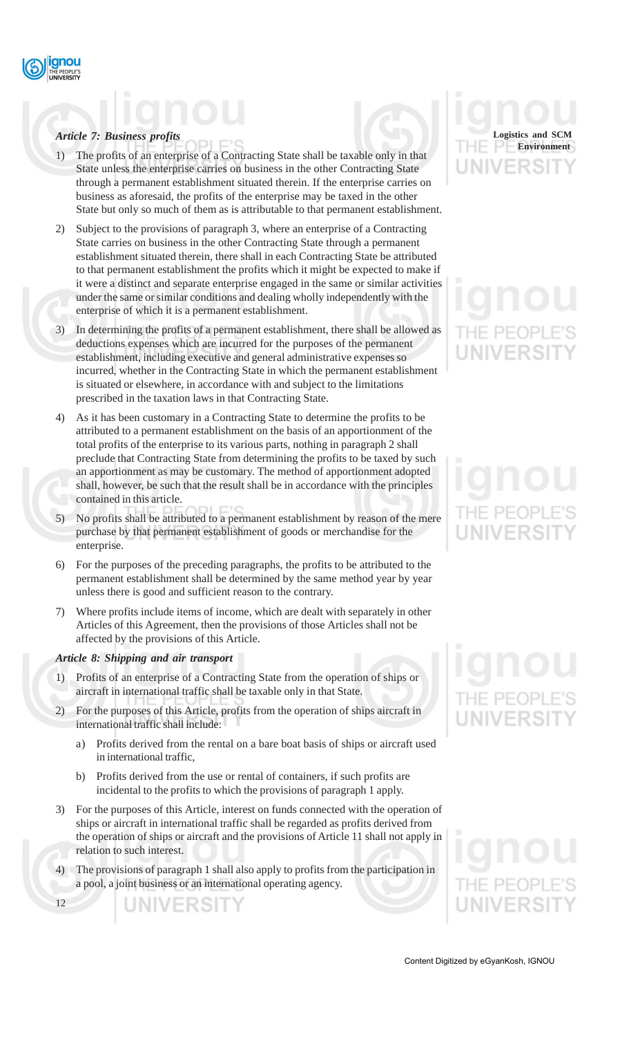*Article 7: Business profits*

1) The profits of an enterprise of a Contracting State shall be taxable only in that State unless the enterprise carries on business in the other Contracting State through a permanent establishment situated therein. If the enterprise carries on business as aforesaid, the profits of the enterprise may be taxed in the other State but only so much of them as is attributable to that permanent establishment.

2) Subject to the provisions of paragraph 3, where an enterprise of a Contracting State carries on business in the other Contracting State through a permanent establishment situated therein, there shall in each Contracting State be attributed to that permanent establishment the profits which it might be expected to make if it were a distinct and separate enterprise engaged in the same or similar activities under the same or similar conditions and dealing wholly independently with the enterprise of which it is a permanent establishment.

3) In determining the profits of a permanent establishment, there shall be allowed as deductions expenses which are incurred for the purposes of the permanent establishment, including executive and general administrative expenses so incurred, whether in the Contracting State in which the permanent establishment is situated or elsewhere, in accordance with and subject to the limitations prescribed in the taxation laws in that Contracting State.

4) As it has been customary in a Contracting State to determine the profits to be attributed to a permanent establishment on the basis of an apportionment of the total profits of the enterprise to its various parts, nothing in paragraph 2 shall preclude that Contracting State from determining the profits to be taxed by such an apportionment as may be customary. The method of apportionment adopted shall, however, be such that the result shall be in accordance with the principles contained in this article.

5) No profits shall be attributed to a permanent establishment by reason of the mere purchase by that permanent establishment of goods or merchandise for the enterprise.

6) For the purposes of the preceding paragraphs, the profits to be attributed to the permanent establishment shall be determined by the same method year by year unless there is good and sufficient reason to the contrary.

7) Where profits include items of income, which are dealt with separately in other Articles of this Agreement, then the provisions of those Articles shall not be affected by the provisions of this Article.

*Article 8: Shipping and air transport*

1) Profits of an enterprise of a Contracting State from the operation of ships or aircraft in international traffic shall be taxable only in that State.

2) For the purposes of this Article, profits from the operation of ships aircraft in international traffic shall include:

   a) Profits derived from the rental on a bare boat basis of ships or aircraft used in international traffic,

   b) Profits derived from the use or rental of containers, if such profits are incidental to the profits to which the provisions of paragraph 1 apply.

3) For the purposes of this Article, interest on funds connected with the operation of ships or aircraft in international traffic shall be regarded as profits derived from the operation of ships or aircraft and the provisions of Article 11 shall not apply in relation to such interest.

4) The provisions of paragraph 1 shall also apply to profits from the participation in a pool, a joint business or an international operating agency.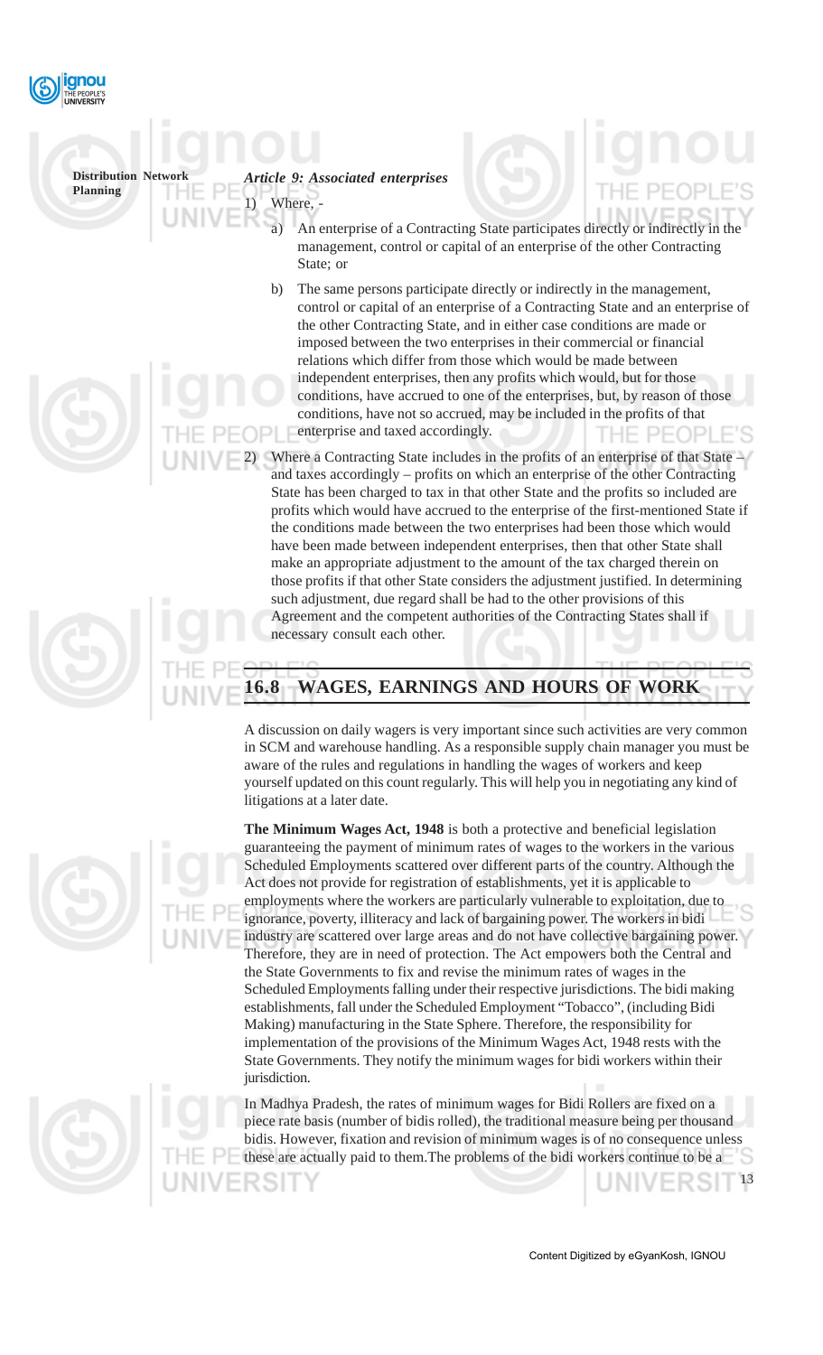*Article 9: Associated enterprises*

1) Where, -

   a) An enterprise of a Contracting State participates directly or indirectly in the management, control or capital of an enterprise of the other Contracting State; or

   b) The same persons participate directly or indirectly in the management, control or capital of an enterprise of a Contracting State and an enterprise of the other Contracting State, and in either case conditions are made or imposed between the two enterprises in their commercial or financial relations which differ from those which would be made between independent enterprises, then any profits which would, but for those conditions, have accrued to one of the enterprises, but, by reason of those conditions, have not so accrued, may be included in the profits of that enterprise and taxed accordingly.

2) Where a Contracting State includes in the profits of an enterprise of that State – and taxes accordingly – profits on which an enterprise of the other Contracting State has been charged to tax in that other State and the profits so included are profits which would have accrued to the enterprise of the first-mentioned State if the conditions made between the two enterprises had been those which would have been made between independent enterprises, then that other State shall make an appropriate adjustment to the amount of the tax charged therein on those profits if that other State considers the adjustment justified. In determining such adjustment, due regard shall be had to the other provisions of this Agreement and the competent authorities of the Contracting States shall if necessary consult each other.

## 16.8 WAGES, EARNINGS AND HOURS OF WORK

A discussion on daily wagers is very important since such activities are very common in SCM and warehouse handling. As a responsible supply chain manager you must be aware of the rules and regulations in handling the wages of workers and keep yourself updated on this count regularly. This will help you in negotiating any kind of litigations at a later date.

**The Minimum Wages Act, 1948** is both a protective and beneficial legislation guaranteeing the payment of minimum rates of wages to the workers in the various Scheduled Employments scattered over different parts of the country. Although the Act does not provide for registration of establishments, yet it is applicable to employments where the workers are particularly vulnerable to exploitation, due to ignorance, poverty, illiteracy and lack of bargaining power. The workers in bidi industry are scattered over large areas and do not have collective bargaining power. Therefore, they are in need of protection. The Act empowers both the Central and the State Governments to fix and revise the minimum rates of wages in the Scheduled Employments falling under their respective jurisdictions. The bidi making establishments, fall under the Scheduled Employment "Tobacco", (including Bidi Making) manufacturing in the State Sphere. Therefore, the responsibility for implementation of the provisions of the Minimum Wages Act, 1948 rests with the State Governments. They notify the minimum wages for bidi workers within their jurisdiction.

In Madhya Pradesh, the rates of minimum wages for Bidi Rollers are fixed on a piece rate basis (number of bidis rolled), the traditional measure being per thousand bidis. However, fixation and revision of minimum wages is of no consequence unless these are actually paid to them.The problems of the bidi workers continue to be a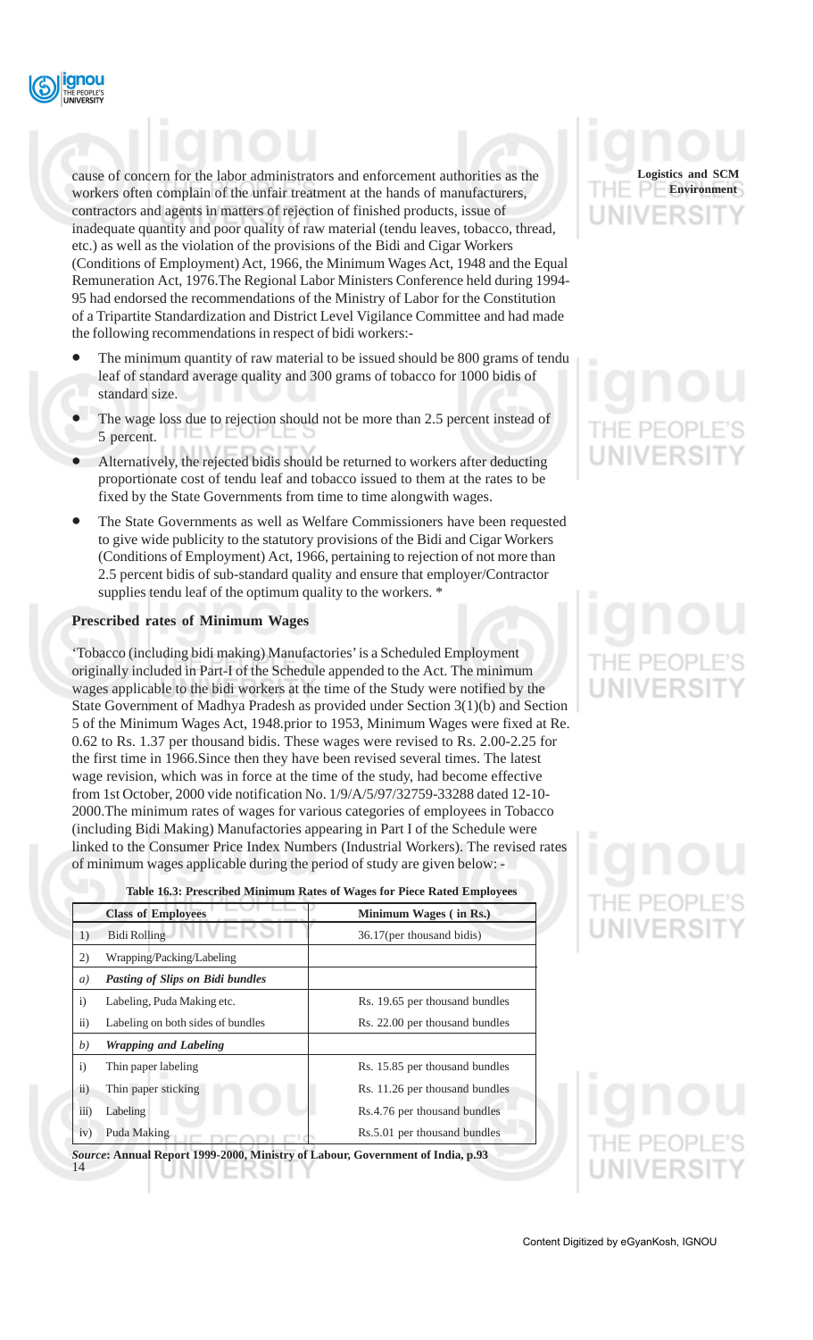cause of concern for the labor administrators and enforcement authorities as the workers often complain of the unfair treatment at the hands of manufacturers, contractors and agents in matters of rejection of finished products, issue of inadequate quantity and poor quality of raw material (tendu leaves, tobacco, thread, etc.) as well as the violation of the provisions of the Bidi and Cigar Workers (Conditions of Employment) Act, 1966, the Minimum Wages Act, 1948 and the Equal Remuneration Act, 1976.The Regional Labor Ministers Conference held during 1994-95 had endorsed the recommendations of the Ministry of Labor for the Constitution of a Tripartite Standardization and District Level Vigilance Committee and had made the following recommendations in respect of bidi workers:-

- The minimum quantity of raw material to be issued should be 800 grams of tendu leaf of standard average quality and 300 grams of tobacco for 1000 bidis of standard size.
- The wage loss due to rejection should not be more than 2.5 percent instead of 5 percent.
- Alternatively, the rejected bidis should be returned to workers after deducting proportionate cost of tendu leaf and tobacco issued to them at the rates to be fixed by the State Governments from time to time alongwith wages.
- The State Governments as well as Welfare Commissioners have been requested to give wide publicity to the statutory provisions of the Bidi and Cigar Workers (Conditions of Employment) Act, 1966, pertaining to rejection of not more than 2.5 percent bidis of sub-standard quality and ensure that employer/Contractor supplies tendu leaf of the optimum quality to the workers. *

### Prescribed rates of Minimum Wages

'Tobacco (including bidi making) Manufactories' is a Scheduled Employment originally included in Part-I of the Schedule appended to the Act. The minimum wages applicable to the bidi workers at the time of the Study were notified by the State Government of Madhya Pradesh as provided under Section 3(1)(b) and Section 5 of the Minimum Wages Act, 1948.prior to 1953, Minimum Wages were fixed at Re. 0.62 to Rs. 1.37 per thousand bidis. These wages were revised to Rs. 2.00-2.25 for the first time in 1966.Since then they have been revised several times. The latest wage revision, which was in force at the time of the study, had become effective from 1st October, 2000 vide notification No. 1/9/A/5/97/32759-33288 dated 12-10-2000.The minimum rates of wages for various categories of employees in Tobacco (including Bidi Making) Manufactories appearing in Part I of the Schedule were linked to the Consumer Price Index Numbers (Industrial Workers). The revised rates of minimum wages applicable during the period of study are given below: -

**Table 16.3: Prescribed Minimum Rates of Wages for Piece Rated Employees**

| | Class of Employees | Minimum Wages ( in Rs.) |
|---|---|---|
| 1) | Bidi Rolling | 36.17(per thousand bidis) |
| 2) | Wrapping/Packing/Labeling | |
| *a)* | ***Pasting of Slips on Bidi bundles*** | |
| i) | Labeling, Puda Making etc. | Rs. 19.65 per thousand bundles |
| ii) | Labeling on both sides of bundles | Rs. 22.00 per thousand bundles |
| *b)* | ***Wrapping and Labeling*** | |
| i) | Thin paper labeling | Rs. 15.85 per thousand bundles |
| ii) | Thin paper sticking | Rs. 11.26 per thousand bundles |
| iii) | Labeling | Rs.4.76 per thousand bundles |
| iv) | Puda Making | Rs.5.01 per thousand bundles |

***Source*: Annual Report 1999-2000, Ministry of Labour, Government of India, p.93**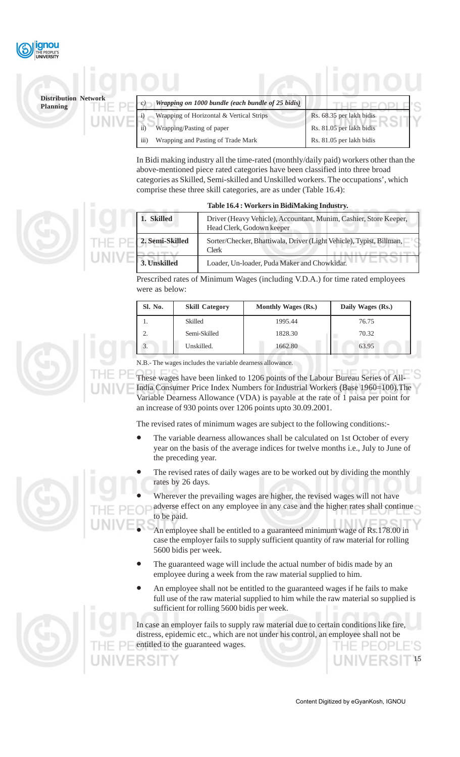| c) | *Wrapping on 1000 bundle (each bundle of 25 bidis)* | |
|---|---|---|
| i) | Wrapping of Horizontal & Vertical Strips | Rs. 68.35 per lakh bidis |
| ii) | Wrapping/Pasting of paper | Rs. 81.05 per lakh bidis |
| iii) | Wrapping and Pasting of Trade Mark | Rs. 81.05 per lakh bidis |

In Bidi making industry all the time-rated (monthly/daily paid) workers other than the above-mentioned piece rated categories have been classified into three broad categories as Skilled, Semi-skilled and Unskilled workers. The occupations', which comprise these three skill categories, are as under (Table 16.4):

**Table 16.4 : Workers in BidiMaking Industry.**

| | |
|---|---|
| **1. Skilled** | Driver (Heavy Vehicle), Accountant, Munim, Cashier, Store Keeper, Head Clerk, Godown keeper |
| **2. Semi-Skilled** | Sorter/Checker, Bhattiwala, Driver (Light Vehicle), Typist, Billman, Clerk |
| **3. Unskilled** | Loader, Un-loader, Puda Maker and Chowkidar. |

Prescribed rates of Minimum Wages (including V.D.A.) for time rated employees were as below:

| Sl. No. | Skill Category | Monthly Wages (Rs.) | Daily Wages (Rs.) |
|---|---|---|---|
| 1. | Skilled | 1995.44 | 76.75 |
| 2. | Semi-Skilled | 1828.30 | 70.32 |
| 3. | Unskilled. | 1662.80 | 63.95 |

N.B.- The wages includes the variable dearness allowance.

These wages have been linked to 1206 points of the Labour Bureau Series of All-India Consumer Price Index Numbers for Industrial Workers (Base 1960=100).The Variable Dearness Allowance (VDA) is payable at the rate of 1 paisa per point for an increase of 930 points over 1206 points upto 30.09.2001.

The revised rates of minimum wages are subject to the following conditions:-

- The variable dearness allowances shall be calculated on 1st October of every year on the basis of the average indices for twelve months i.e., July to June of the preceding year.
- The revised rates of daily wages are to be worked out by dividing the monthly rates by 26 days.
- Wherever the prevailing wages are higher, the revised wages will not have adverse effect on any employee in any case and the higher rates shall continue to be paid.
- An employee shall be entitled to a guaranteed minimum wage of Rs.178.00 in case the employer fails to supply sufficient quantity of raw material for rolling 5600 bidis per week.
- The guaranteed wage will include the actual number of bidis made by an employee during a week from the raw material supplied to him.
- An employee shall not be entitled to the guaranteed wages if he fails to make full use of the raw material supplied to him while the raw material so supplied is sufficient for rolling 5600 bidis per week.

In case an employer fails to supply raw material due to certain conditions like fire, distress, epidemic etc., which are not under his control, an employee shall not be entitled to the guaranteed wages.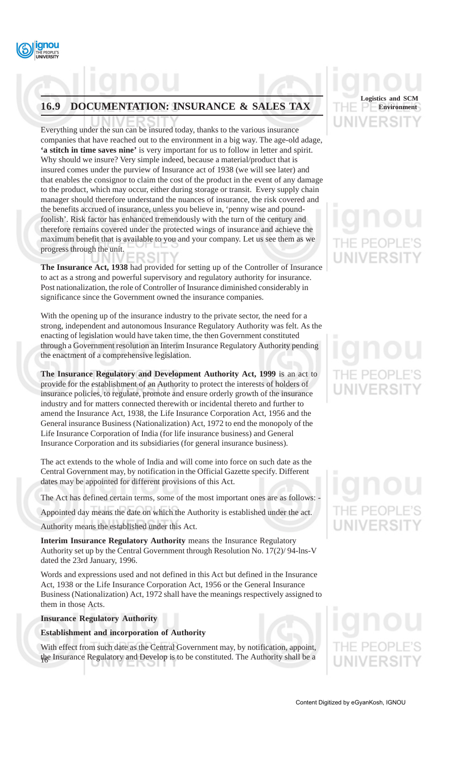## 16.9 DOCUMENTATION: INSURANCE & SALES TAX

Everything under the sun can be insured today, thanks to the various insurance companies that have reached out to the environment in a big way. The age-old adage, **'a stitch in time saves nine'** is very important for us to follow in letter and spirit. Why should we insure? Very simple indeed, because a material/product that is insured comes under the purview of Insurance act of 1938 (we will see later) and that enables the consignor to claim the cost of the product in the event of any damage to the product, which may occur, either during storage or transit. Every supply chain manager should therefore understand the nuances of insurance, the risk covered and the benefits accrued of insurance, unless you believe in, 'penny wise and pound-foolish'. Risk factor has enhanced tremendously with the turn of the century and therefore remains covered under the protected wings of insurance and achieve the maximum benefit that is available to you and your company. Let us see them as we progress through the unit.

**The Insurance Act, 1938** had provided for setting up of the Controller of Insurance to act as a strong and powerful supervisory and regulatory authority for insurance. Post nationalization, the role of Controller of Insurance diminished considerably in significance since the Government owned the insurance companies.

With the opening up of the insurance industry to the private sector, the need for a strong, independent and autonomous Insurance Regulatory Authority was felt. As the enacting of legislation would have taken time, the then Government constituted through a Government resolution an Interim Insurance Regulatory Authority pending the enactment of a comprehensive legislation.

**The Insurance Regulatory and Development Authority Act, 1999** is an act to provide for the establishment of an Authority to protect the interests of holders of insurance policies, to regulate, promote and ensure orderly growth of the insurance industry and for matters connected therewith or incidental thereto and further to amend the Insurance Act, 1938, the Life Insurance Corporation Act, 1956 and the General insurance Business (Nationalization) Act, 1972 to end the monopoly of the Life Insurance Corporation of India (for life insurance business) and General Insurance Corporation and its subsidiaries (for general insurance business).

The act extends to the whole of India and will come into force on such date as the Central Government may, by notification in the Official Gazette specify. Different dates may be appointed for different provisions of this Act.

The Act has defined certain terms, some of the most important ones are as follows: -

Appointed day means the date on which the Authority is established under the act.

Authority means the established under this Act.

**Interim Insurance Regulatory Authority** means the Insurance Regulatory Authority set up by the Central Government through Resolution No. 17(2)/ 94-lns-V dated the 23rd January, 1996.

Words and expressions used and not defined in this Act but defined in the Insurance Act, 1938 or the Life Insurance Corporation Act, 1956 or the General Insurance Business (Nationalization) Act, 1972 shall have the meanings respectively assigned to them in those Acts.

**Insurance Regulatory Authority**

**Establishment and incorporation of Authority**

With effect from such date as the Central Government may, by notification, appoint, the Insurance Regulatory and Develop is to be constituted. The Authority shall be a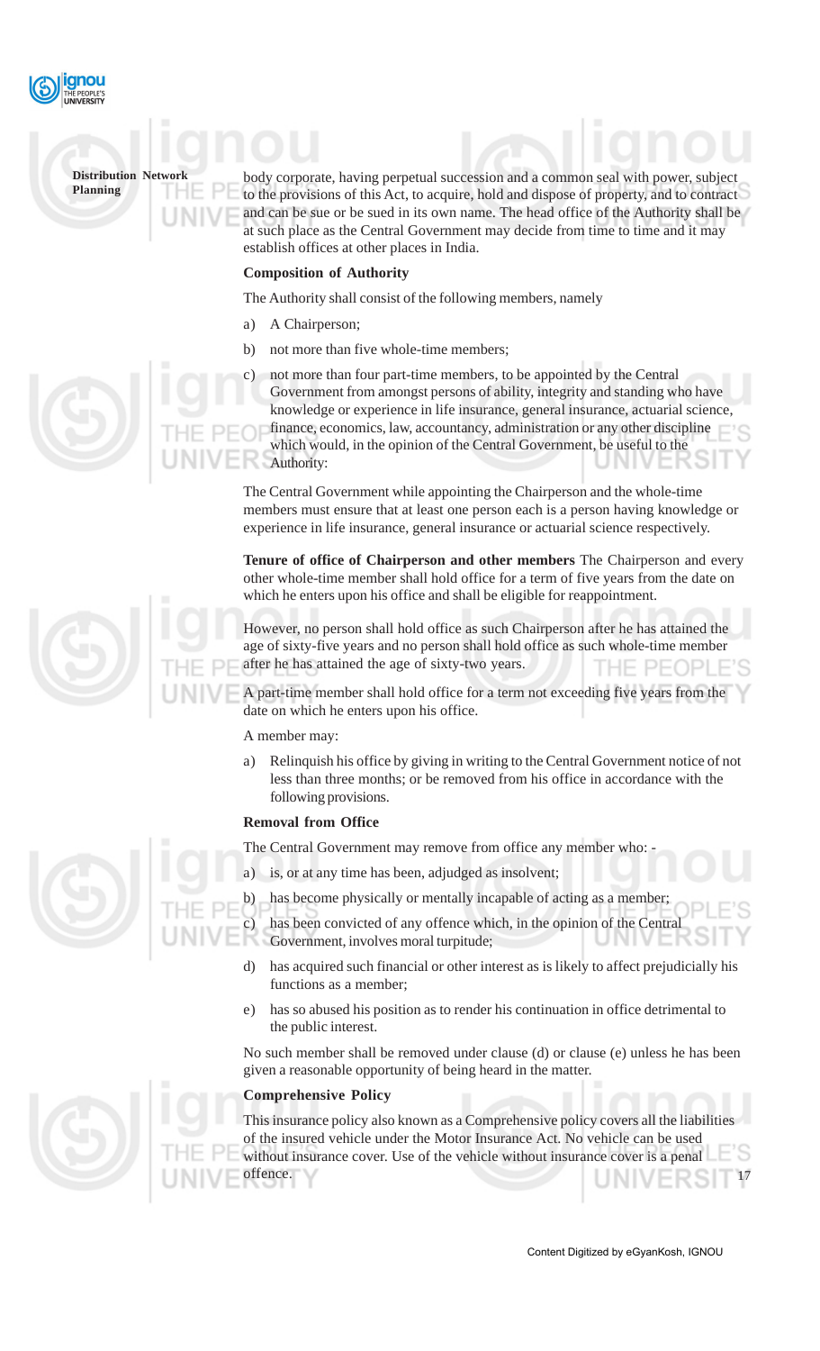body corporate, having perpetual succession and a common seal with power, subject to the provisions of this Act, to acquire, hold and dispose of property, and to contract and can be sue or be sued in its own name. The head office of the Authority shall be at such place as the Central Government may decide from time to time and it may establish offices at other places in India.

**Composition of Authority**

The Authority shall consist of the following members, namely

a) A Chairperson;

b) not more than five whole-time members;

c) not more than four part-time members, to be appointed by the Central Government from amongst persons of ability, integrity and standing who have knowledge or experience in life insurance, general insurance, actuarial science, finance, economics, law, accountancy, administration or any other discipline which would, in the opinion of the Central Government, be useful to the Authority:

The Central Government while appointing the Chairperson and the whole-time members must ensure that at least one person each is a person having knowledge or experience in life insurance, general insurance or actuarial science respectively.

**Tenure of office of Chairperson and other members** The Chairperson and every other whole-time member shall hold office for a term of five years from the date on which he enters upon his office and shall be eligible for reappointment.

However, no person shall hold office as such Chairperson after he has attained the age of sixty-five years and no person shall hold office as such whole-time member after he has attained the age of sixty-two years.

A part-time member shall hold office for a term not exceeding five years from the date on which he enters upon his office.

A member may:

a) Relinquish his office by giving in writing to the Central Government notice of not less than three months; or be removed from his office in accordance with the following provisions.

**Removal from Office**

The Central Government may remove from office any member who: -

a) is, or at any time has been, adjudged as insolvent;

b) has become physically or mentally incapable of acting as a member;

c) has been convicted of any offence which, in the opinion of the Central Government, involves moral turpitude;

d) has acquired such financial or other interest as is likely to affect prejudicially his functions as a member;

e) has so abused his position as to render his continuation in office detrimental to the public interest.

No such member shall be removed under clause (d) or clause (e) unless he has been given a reasonable opportunity of being heard in the matter.

**Comprehensive Policy**

This insurance policy also known as a Comprehensive policy covers all the liabilities of the insured vehicle under the Motor Insurance Act. No vehicle can be used without insurance cover. Use of the vehicle without insurance cover is a penal offence.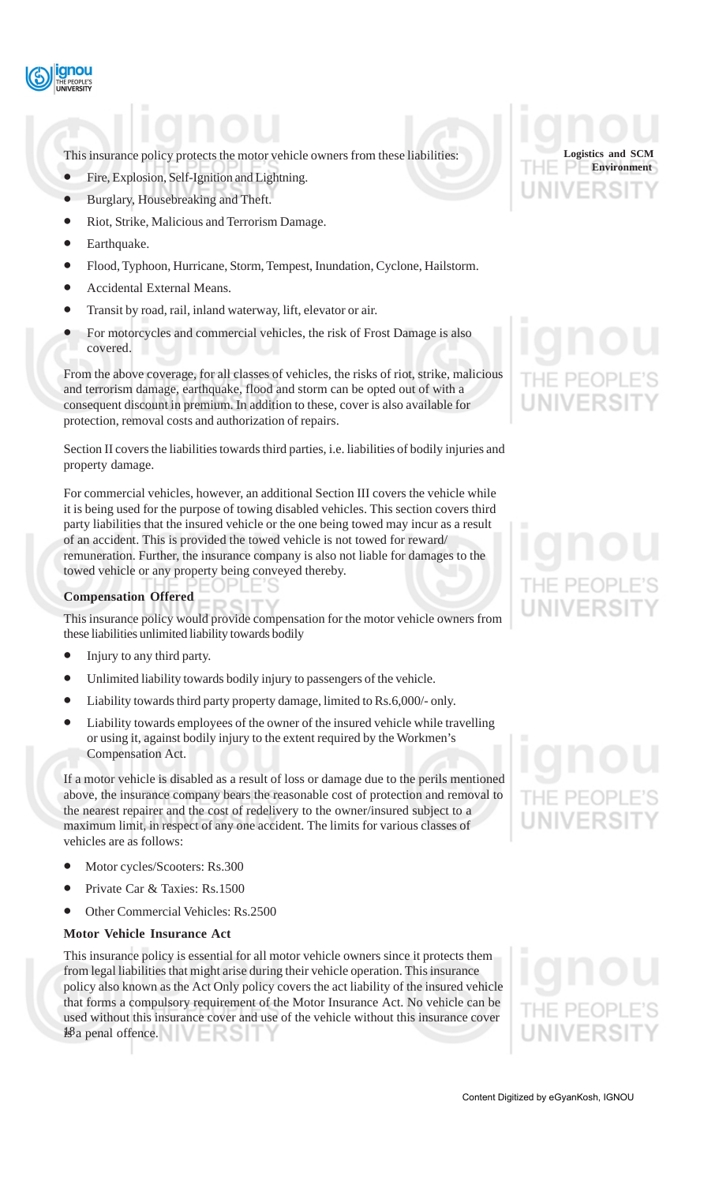This insurance policy protects the motor vehicle owners from these liabilities:

- Fire, Explosion, Self-Ignition and Lightning.
- Burglary, Housebreaking and Theft.
- Riot, Strike, Malicious and Terrorism Damage.
- Earthquake.
- Flood, Typhoon, Hurricane, Storm, Tempest, Inundation, Cyclone, Hailstorm.
- Accidental External Means.
- Transit by road, rail, inland waterway, lift, elevator or air.
- For motorcycles and commercial vehicles, the risk of Frost Damage is also covered.

From the above coverage, for all classes of vehicles, the risks of riot, strike, malicious and terrorism damage, earthquake, flood and storm can be opted out of with a consequent discount in premium. In addition to these, cover is also available for protection, removal costs and authorization of repairs.

Section II covers the liabilities towards third parties, i.e. liabilities of bodily injuries and property damage.

For commercial vehicles, however, an additional Section III covers the vehicle while it is being used for the purpose of towing disabled vehicles. This section covers third party liabilities that the insured vehicle or the one being towed may incur as a result of an accident. This is provided the towed vehicle is not towed for reward/ remuneration. Further, the insurance company is also not liable for damages to the towed vehicle or any property being conveyed thereby.

**Compensation Offered**

This insurance policy would provide compensation for the motor vehicle owners from these liabilities unlimited liability towards bodily

- Injury to any third party.
- Unlimited liability towards bodily injury to passengers of the vehicle.
- Liability towards third party property damage, limited to Rs.6,000/- only.
- Liability towards employees of the owner of the insured vehicle while travelling or using it, against bodily injury to the extent required by the Workmen's Compensation Act.

If a motor vehicle is disabled as a result of loss or damage due to the perils mentioned above, the insurance company bears the reasonable cost of protection and removal to the nearest repairer and the cost of redelivery to the owner/insured subject to a maximum limit, in respect of any one accident. The limits for various classes of vehicles are as follows:

- Motor cycles/Scooters: Rs.300
- Private Car & Taxies: Rs.1500
- Other Commercial Vehicles: Rs.2500

**Motor Vehicle Insurance Act**

This insurance policy is essential for all motor vehicle owners since it protects them from legal liabilities that might arise during their vehicle operation. This insurance policy also known as the Act Only policy covers the act liability of the insured vehicle that forms a compulsory requirement of the Motor Insurance Act. No vehicle can be used without this insurance cover and use of the vehicle without this insurance cover is a penal offence.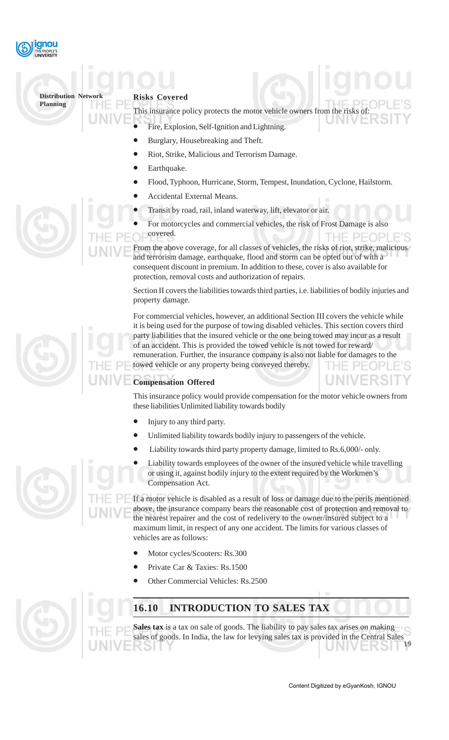**Risks Covered**

This insurance policy protects the motor vehicle owners from the risks of:

- Fire, Explosion, Self-Ignition and Lightning.
- Burglary, Housebreaking and Theft.
- Riot, Strike, Malicious and Terrorism Damage.
- Earthquake.
- Flood, Typhoon, Hurricane, Storm, Tempest, Inundation, Cyclone, Hailstorm.
- Accidental External Means.
- Transit by road, rail, inland waterway, lift, elevator or air.
- For motorcycles and commercial vehicles, the risk of Frost Damage is also covered.

From the above coverage, for all classes of vehicles, the risks of riot, strike, malicious and terrorism damage, earthquake, flood and storm can be opted out of with a consequent discount in premium. In addition to these, cover is also available for protection, removal costs and authorization of repairs.

Section II covers the liabilities towards third parties, i.e. liabilities of bodily injuries and property damage.

For commercial vehicles, however, an additional Section III covers the vehicle while it is being used for the purpose of towing disabled vehicles. This section covers third party liabilities that the insured vehicle or the one being towed may incur as a result of an accident. This is provided the towed vehicle is not towed for reward/ remuneration. Further, the insurance company is also not liable for damages to the towed vehicle or any property being conveyed thereby.

**Compensation Offered**

This insurance policy would provide compensation for the motor vehicle owners from these liabilities Unlimited liability towards bodily

- Injury to any third party.
- Unlimited liability towards bodily injury to passengers of the vehicle.
- Liability towards third party property damage, limited to Rs.6,000/- only.
- Liability towards employees of the owner of the insured vehicle while travelling or using it, against bodily injury to the extent required by the Workmen's Compensation Act.

If a motor vehicle is disabled as a result of loss or damage due to the perils mentioned above, the insurance company bears the reasonable cost of protection and removal to the nearest repairer and the cost of redelivery to the owner/insured subject to a maximum limit, in respect of any one accident. The limits for various classes of vehicles are as follows:

- Motor cycles/Scooters: Rs.300
- Private Car & Taxies: Rs.1500
- Other Commercial Vehicles: Rs.2500

## 16.10 INTRODUCTION TO SALES TAX

**Sales tax** is a tax on sale of goods. The liability to pay sales tax arises on making sales of goods. In India, the law for levying sales tax is provided in the Central Sales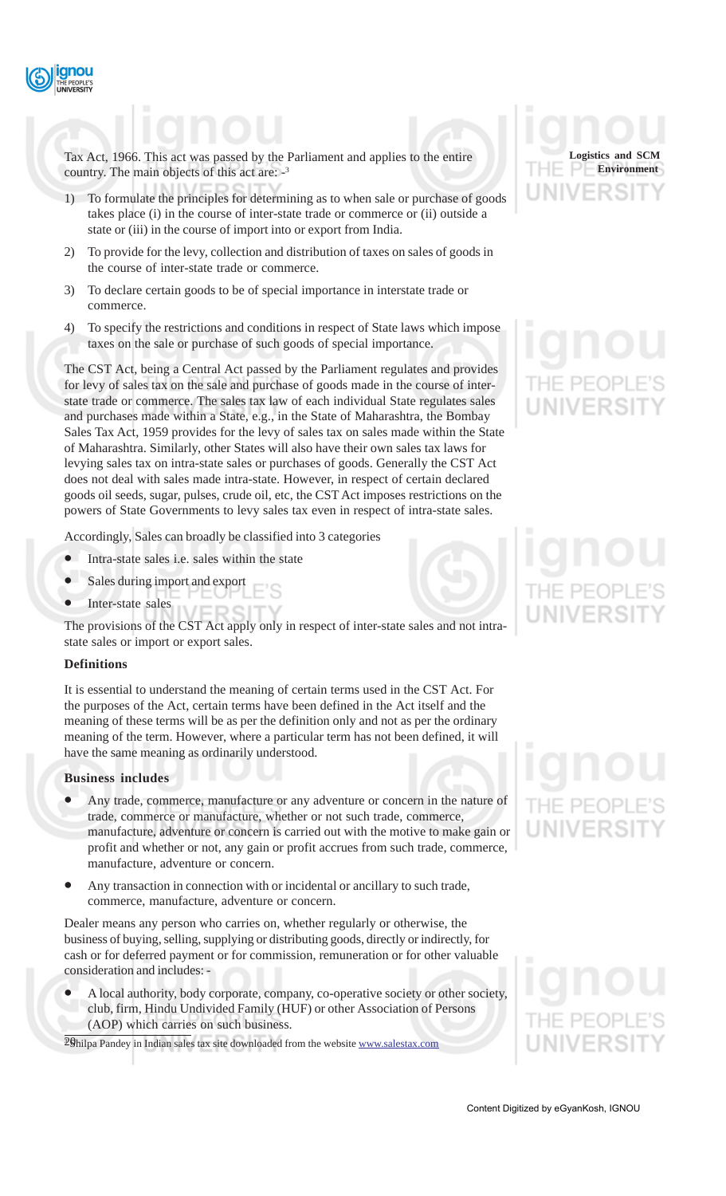Tax Act, 1966. This act was passed by the Parliament and applies to the entire country. The main objects of this act are: -[3]

1) To formulate the principles for determining as to when sale or purchase of goods takes place (i) in the course of inter-state trade or commerce or (ii) outside a state or (iii) in the course of import into or export from India.

2) To provide for the levy, collection and distribution of taxes on sales of goods in the course of inter-state trade or commerce.

3) To declare certain goods to be of special importance in interstate trade or commerce.

4) To specify the restrictions and conditions in respect of State laws which impose taxes on the sale or purchase of such goods of special importance.

The CST Act, being a Central Act passed by the Parliament regulates and provides for levy of sales tax on the sale and purchase of goods made in the course of inter-state trade or commerce. The sales tax law of each individual State regulates sales and purchases made within a State, e.g., in the State of Maharashtra, the Bombay Sales Tax Act, 1959 provides for the levy of sales tax on sales made within the State of Maharashtra. Similarly, other States will also have their own sales tax laws for levying sales tax on intra-state sales or purchases of goods. Generally the CST Act does not deal with sales made intra-state. However, in respect of certain declared goods oil seeds, sugar, pulses, crude oil, etc, the CST Act imposes restrictions on the powers of State Governments to levy sales tax even in respect of intra-state sales.

Accordingly, Sales can broadly be classified into 3 categories

- Intra-state sales i.e. sales within the state
- Sales during import and export
- Inter-state sales

The provisions of the CST Act apply only in respect of inter-state sales and not intra-state sales or import or export sales.

**Definitions**

It is essential to understand the meaning of certain terms used in the CST Act. For the purposes of the Act, certain terms have been defined in the Act itself and the meaning of these terms will be as per the definition only and not as per the ordinary meaning of the term. However, where a particular term has not been defined, it will have the same meaning as ordinarily understood.

**Business includes**

- Any trade, commerce, manufacture or any adventure or concern in the nature of trade, commerce or manufacture, whether or not such trade, commerce, manufacture, adventure or concern is carried out with the motive to make gain or profit and whether or not, any gain or profit accrues from such trade, commerce, manufacture, adventure or concern.
- Any transaction in connection with or incidental or ancillary to such trade, commerce, manufacture, adventure or concern.

Dealer means any person who carries on, whether regularly or otherwise, the business of buying, selling, supplying or distributing goods, directly or indirectly, for cash or for deferred payment or for commission, remuneration or for other valuable consideration and includes: -

- A local authority, body corporate, company, co-operative society or other society, club, firm, Hindu Undivided Family (HUF) or other Association of Persons (AOP) which carries on such business.

[3] Shilpa Pandey in Indian sales tax site downloaded from the website www.salestax.com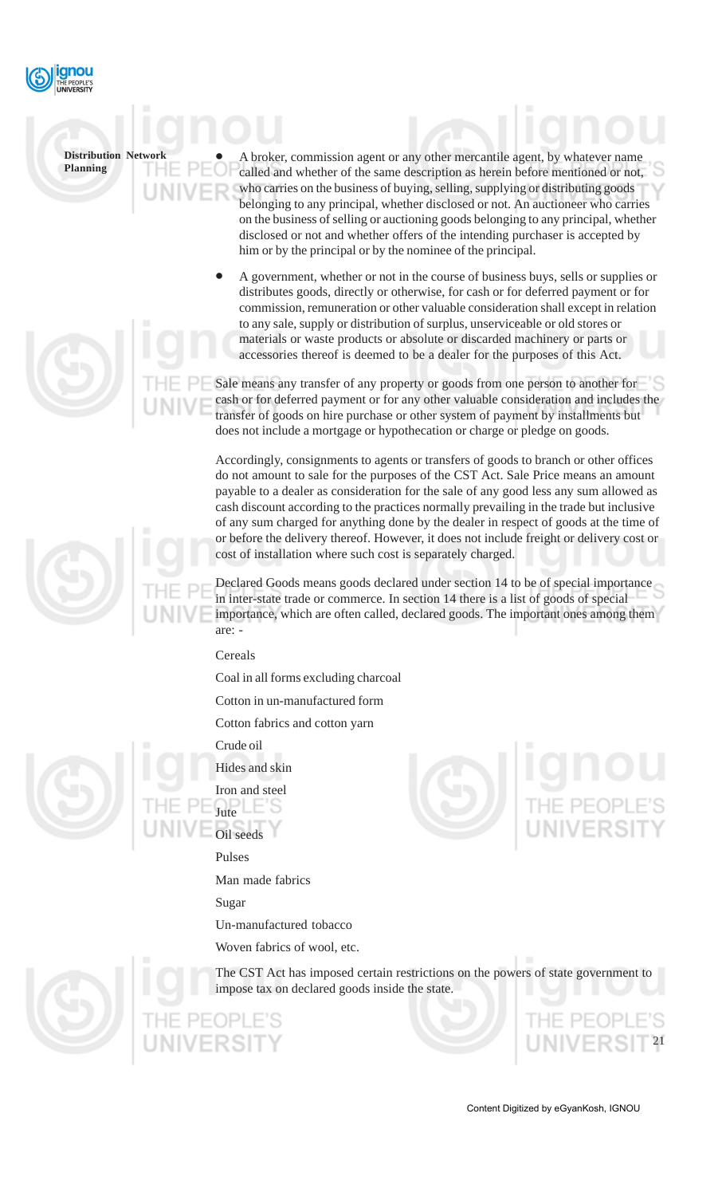- A broker, commission agent or any other mercantile agent, by whatever name called and whether of the same description as herein before mentioned or not, who carries on the business of buying, selling, supplying or distributing goods belonging to any principal, whether disclosed or not. An auctioneer who carries on the business of selling or auctioning goods belonging to any principal, whether disclosed or not and whether offers of the intending purchaser is accepted by him or by the principal or by the nominee of the principal.

- A government, whether or not in the course of business buys, sells or supplies or distributes goods, directly or otherwise, for cash or for deferred payment or for commission, remuneration or other valuable consideration shall except in relation to any sale, supply or distribution of surplus, unserviceable or old stores or materials or waste products or absolute or discarded machinery or parts or accessories thereof is deemed to be a dealer for the purposes of this Act.

Sale means any transfer of any property or goods from one person to another for cash or for deferred payment or for any other valuable consideration and includes the transfer of goods on hire purchase or other system of payment by installments but does not include a mortgage or hypothecation or charge or pledge on goods.

Accordingly, consignments to agents or transfers of goods to branch or other offices do not amount to sale for the purposes of the CST Act. Sale Price means an amount payable to a dealer as consideration for the sale of any good less any sum allowed as cash discount according to the practices normally prevailing in the trade but inclusive of any sum charged for anything done by the dealer in respect of goods at the time of or before the delivery thereof. However, it does not include freight or delivery cost or cost of installation where such cost is separately charged.

Declared Goods means goods declared under section 14 to be of special importance in inter-state trade or commerce. In section 14 there is a list of goods of special importance, which are often called, declared goods. The important ones among them are: -

Cereals

Coal in all forms excluding charcoal

Cotton in un-manufactured form

Cotton fabrics and cotton yarn

Crude oil

Hides and skin

Iron and steel

Jute

Oil seeds

Pulses

Man made fabrics

Sugar

Un-manufactured tobacco

Woven fabrics of wool, etc.

The CST Act has imposed certain restrictions on the powers of state government to impose tax on declared goods inside the state.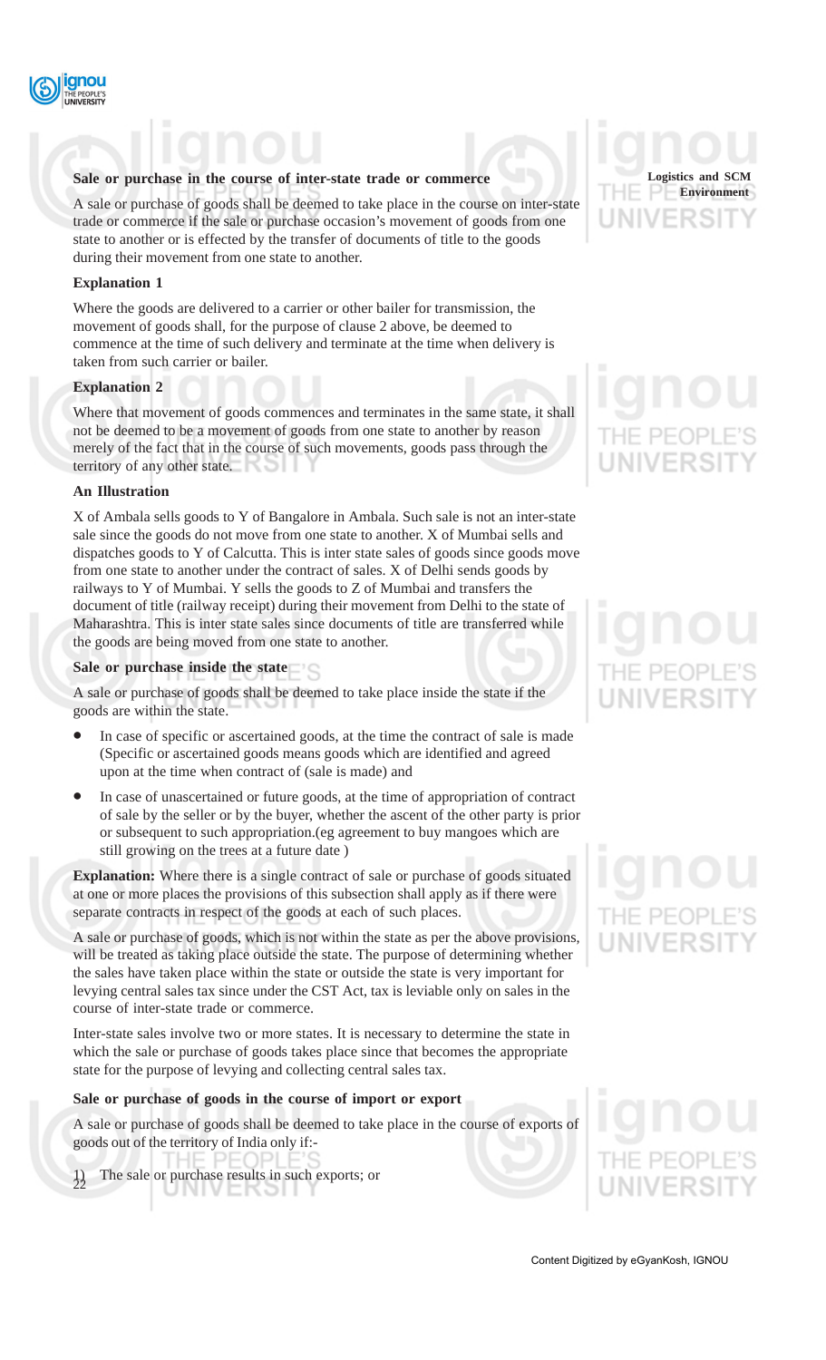**Sale or purchase in the course of inter-state trade or commerce**

A sale or purchase of goods shall be deemed to take place in the course on inter-state trade or commerce if the sale or purchase occasion's movement of goods from one state to another or is effected by the transfer of documents of title to the goods during their movement from one state to another.

**Explanation 1**

Where the goods are delivered to a carrier or other bailer for transmission, the movement of goods shall, for the purpose of clause 2 above, be deemed to commence at the time of such delivery and terminate at the time when delivery is taken from such carrier or bailer.

**Explanation 2**

Where that movement of goods commences and terminates in the same state, it shall not be deemed to be a movement of goods from one state to another by reason merely of the fact that in the course of such movements, goods pass through the territory of any other state.

**An Illustration**

X of Ambala sells goods to Y of Bangalore in Ambala. Such sale is not an inter-state sale since the goods do not move from one state to another. X of Mumbai sells and dispatches goods to Y of Calcutta. This is inter state sales of goods since goods move from one state to another under the contract of sales. X of Delhi sends goods by railways to Y of Mumbai. Y sells the goods to Z of Mumbai and transfers the document of title (railway receipt) during their movement from Delhi to the state of Maharashtra. This is inter state sales since documents of title are transferred while the goods are being moved from one state to another.

**Sale or purchase inside the state**

A sale or purchase of goods shall be deemed to take place inside the state if the goods are within the state.

- In case of specific or ascertained goods, at the time the contract of sale is made (Specific or ascertained goods means goods which are identified and agreed upon at the time when contract of (sale is made) and
- In case of unascertained or future goods, at the time of appropriation of contract of sale by the seller or by the buyer, whether the ascent of the other party is prior or subsequent to such appropriation.(eg agreement to buy mangoes which are still growing on the trees at a future date )

**Explanation:** Where there is a single contract of sale or purchase of goods situated at one or more places the provisions of this subsection shall apply as if there were separate contracts in respect of the goods at each of such places.

A sale or purchase of goods, which is not within the state as per the above provisions, will be treated as taking place outside the state. The purpose of determining whether the sales have taken place within the state or outside the state is very important for levying central sales tax since under the CST Act, tax is leviable only on sales in the course of inter-state trade or commerce.

Inter-state sales involve two or more states. It is necessary to determine the state in which the sale or purchase of goods takes place since that becomes the appropriate state for the purpose of levying and collecting central sales tax.

**Sale or purchase of goods in the course of import or export**

A sale or purchase of goods shall be deemed to take place in the course of exports of goods out of the territory of India only if:-

1) The sale or purchase results in such exports; or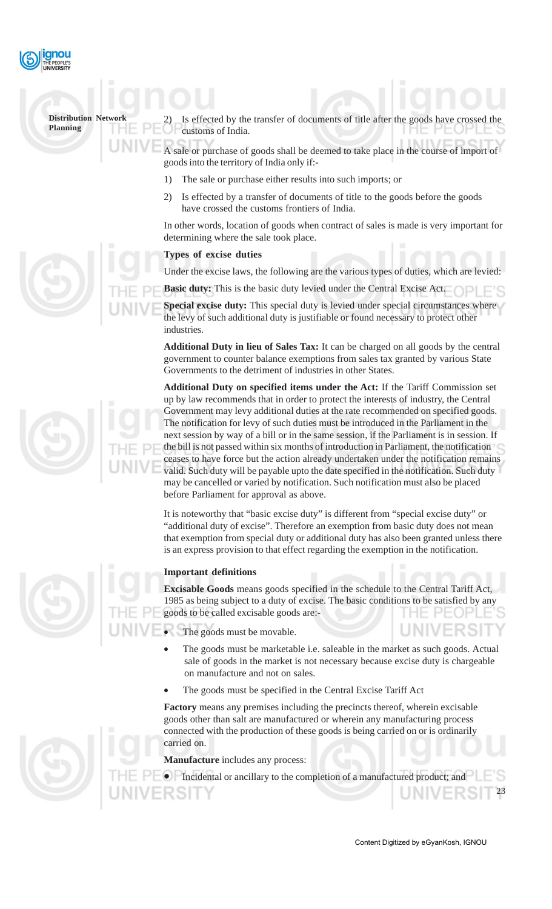2) Is effected by the transfer of documents of title after the goods have crossed the customs of India.

A sale or purchase of goods shall be deemed to take place in the course of import of goods into the territory of India only if:-

1) The sale or purchase either results into such imports; or
2) Is effected by a transfer of documents of title to the goods before the goods have crossed the customs frontiers of India.

In other words, location of goods when contract of sales is made is very important for determining where the sale took place.

### Types of excise duties

Under the excise laws, the following are the various types of duties, which are levied:

**Basic duty:** This is the basic duty levied under the Central Excise Act.

**Special excise duty:** This special duty is levied under special circumstances where the levy of such additional duty is justifiable or found necessary to protect other industries.

**Additional Duty in lieu of Sales Tax:** It can be charged on all goods by the central government to counter balance exemptions from sales tax granted by various State Governments to the detriment of industries in other States.

**Additional Duty on specified items under the Act:** If the Tariff Commission set up by law recommends that in order to protect the interests of industry, the Central Government may levy additional duties at the rate recommended on specified goods. The notification for levy of such duties must be introduced in the Parliament in the next session by way of a bill or in the same session, if the Parliament is in session. If the bill is not passed within six months of introduction in Parliament, the notification ceases to have force but the action already undertaken under the notification remains valid. Such duty will be payable upto the date specified in the notification. Such duty may be cancelled or varied by notification. Such notification must also be placed before Parliament for approval as above.

It is noteworthy that "basic excise duty" is different from "special excise duty" or "additional duty of excise". Therefore an exemption from basic duty does not mean that exemption from special duty or additional duty has also been granted unless there is an express provision to that effect regarding the exemption in the notification.

### Important definitions

**Excisable Goods** means goods specified in the schedule to the Central Tariff Act, 1985 as being subject to a duty of excise. The basic conditions to be satisfied by any goods to be called excisable goods are:-

- The goods must be movable.
- The goods must be marketable i.e. saleable in the market as such goods. Actual sale of goods in the market is not necessary because excise duty is chargeable on manufacture and not on sales.
- The goods must be specified in the Central Excise Tariff Act

**Factory** means any premises including the precincts thereof, wherein excisable goods other than salt are manufactured or wherein any manufacturing process connected with the production of these goods is being carried on or is ordinarily carried on.

**Manufacture** includes any process:

- Incidental or ancillary to the completion of a manufactured product; and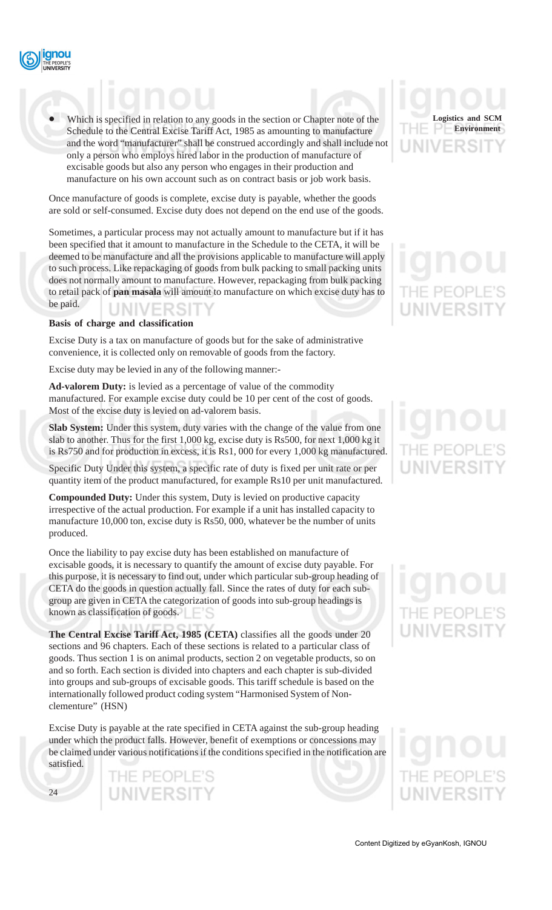- Which is specified in relation to any goods in the section or Chapter note of the Schedule to the Central Excise Tariff Act, 1985 as amounting to manufacture and the word "manufacturer" shall be construed accordingly and shall include not only a person who employs hired labor in the production of manufacture of excisable goods but also any person who engages in their production and manufacture on his own account such as on contract basis or job work basis.

Once manufacture of goods is complete, excise duty is payable, whether the goods are sold or self-consumed. Excise duty does not depend on the end use of the goods.

Sometimes, a particular process may not actually amount to manufacture but if it has been specified that it amount to manufacture in the Schedule to the CETA, it will be deemed to be manufacture and all the provisions applicable to manufacture will apply to such process. Like repackaging of goods from bulk packing to small packing units does not normally amount to manufacture. However, repackaging from bulk packing to retail pack of **pan masala** will amount to manufacture on which excise duty has to be paid.

**Basis of charge and classification**

Excise Duty is a tax on manufacture of goods but for the sake of administrative convenience, it is collected only on removable of goods from the factory.

Excise duty may be levied in any of the following manner:-

**Ad-valorem Duty:** is levied as a percentage of value of the commodity manufactured. For example excise duty could be 10 per cent of the cost of goods. Most of the excise duty is levied on ad-valorem basis.

**Slab System:** Under this system, duty varies with the change of the value from one slab to another. Thus for the first 1,000 kg, excise duty is Rs500, for next 1,000 kg it is Rs750 and for production in excess, it is Rs1, 000 for every 1,000 kg manufactured.

Specific Duty Under this system, a specific rate of duty is fixed per unit rate or per quantity item of the product manufactured, for example Rs10 per unit manufactured.

**Compounded Duty:** Under this system, Duty is levied on productive capacity irrespective of the actual production. For example if a unit has installed capacity to manufacture 10,000 ton, excise duty is Rs50, 000, whatever be the number of units produced.

Once the liability to pay excise duty has been established on manufacture of excisable goods, it is necessary to quantify the amount of excise duty payable. For this purpose, it is necessary to find out, under which particular sub-group heading of CETA do the goods in question actually fall. Since the rates of duty for each sub-group are given in CETA the categorization of goods into sub-group headings is known as classification of goods.

**The Central Excise Tariff Act, 1985 (CETA)** classifies all the goods under 20 sections and 96 chapters. Each of these sections is related to a particular class of goods. Thus section 1 is on animal products, section 2 on vegetable products, so on and so forth. Each section is divided into chapters and each chapter is sub-divided into groups and sub-groups of excisable goods. This tariff schedule is based on the internationally followed product coding system "Harmonised System of Non-clementure" (HSN)

Excise Duty is payable at the rate specified in CETA against the sub-group heading under which the product falls. However, benefit of exemptions or concessions may be claimed under various notifications if the conditions specified in the notification are satisfied.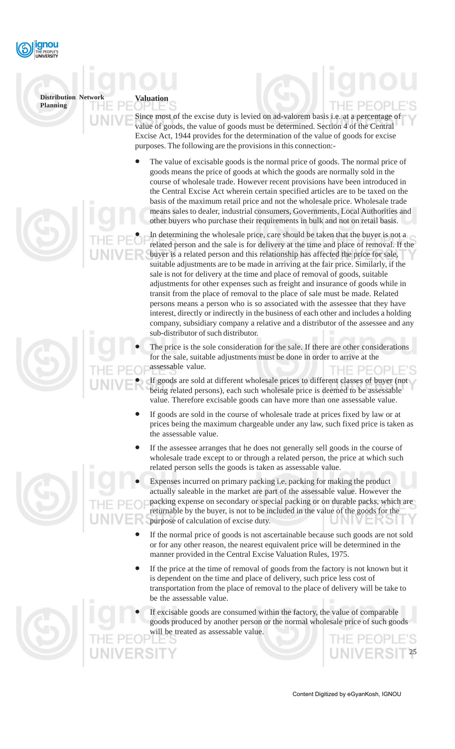## Valuation

Since most of the excise duty is levied on ad-valorem basis i.e. at a percentage of value of goods, the value of goods must be determined. Section 4 of the Central Excise Act, 1944 provides for the determination of the value of goods for excise purposes. The following are the provisions in this connection:-

- The value of excisable goods is the normal price of goods. The normal price of goods means the price of goods at which the goods are normally sold in the course of wholesale trade. However recent provisions have been introduced in the Central Excise Act wherein certain specified articles are to be taxed on the basis of the maximum retail price and not the wholesale price. Wholesale trade means sales to dealer, industrial consumers, Governments, Local Authorities and other buyers who purchase their requirements in bulk and not on retail basis.
- In determining the wholesale price, care should be taken that the buyer is not a related person and the sale is for delivery at the time and place of removal. If the buyer is a related person and this relationship has affected the price for sale, suitable adjustments are to be made in arriving at the fair price. Similarly, if the sale is not for delivery at the time and place of removal of goods, suitable adjustments for other expenses such as freight and insurance of goods while in transit from the place of removal to the place of sale must be made. Related persons means a person who is so associated with the assessee that they have interest, directly or indirectly in the business of each other and includes a holding company, subsidiary company a relative and a distributor of the assessee and any sub-distributor of such distributor.
- The price is the sole consideration for the sale. If there are other considerations for the sale, suitable adjustments must be done in order to arrive at the assessable value.
- If goods are sold at different wholesale prices to different classes of buyer (not being related persons), each such wholesale price is deemed to be assessable value. Therefore excisable goods can have more than one assessable value.
- If goods are sold in the course of wholesale trade at prices fixed by law or at prices being the maximum chargeable under any law, such fixed price is taken as the assessable value.
- If the assessee arranges that he does not generally sell goods in the course of wholesale trade except to or through a related person, the price at which such related person sells the goods is taken as assessable value.
- Expenses incurred on primary packing i.e. packing for making the product actually saleable in the market are part of the assessable value. However the packing expense on secondary or special packing or on durable packs, which are returnable by the buyer, is not to be included in the value of the goods for the purpose of calculation of excise duty.
- If the normal price of goods is not ascertainable because such goods are not sold or for any other reason, the nearest equivalent price will be determined in the manner provided in the Central Excise Valuation Rules, 1975.
- If the price at the time of removal of goods from the factory is not known but it is dependent on the time and place of delivery, such price less cost of transportation from the place of removal to the place of delivery will be take to be the assessable value.
- If excisable goods are consumed within the factory, the value of comparable goods produced by another person or the normal wholesale price of such goods will be treated as assessable value.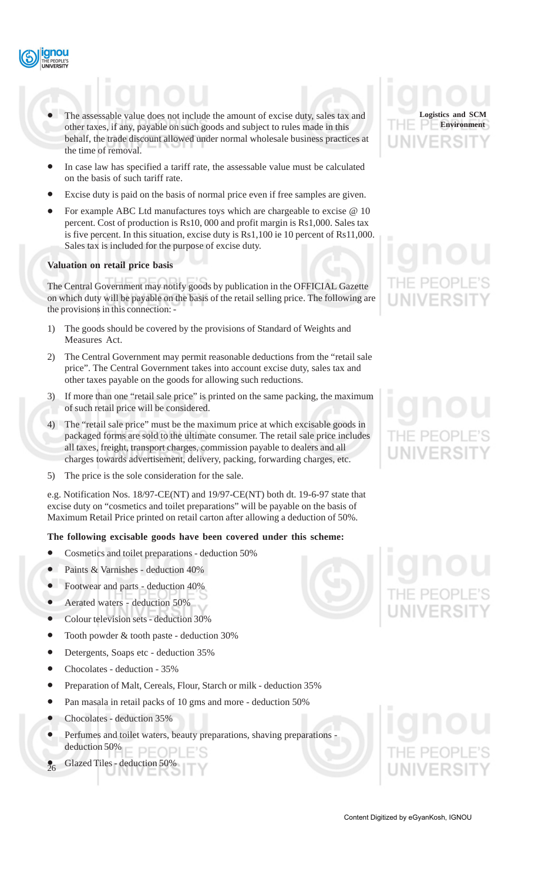- The assessable value does not include the amount of excise duty, sales tax and other taxes, if any, payable on such goods and subject to rules made in this behalf, the trade discount allowed under normal wholesale business practices at the time of removal.
- In case law has specified a tariff rate, the assessable value must be calculated on the basis of such tariff rate.
- Excise duty is paid on the basis of normal price even if free samples are given.
- For example ABC Ltd manufactures toys which are chargeable to excise @ 10 percent. Cost of production is Rs10, 000 and profit margin is Rs1,000. Sales tax is five percent. In this situation, excise duty is Rs1,100 ie 10 percent of Rs11,000. Sales tax is included for the purpose of excise duty.

**Valuation on retail price basis**

The Central Government may notify goods by publication in the OFFICIAL Gazette on which duty will be payable on the basis of the retail selling price. The following are the provisions in this connection: -

1) The goods should be covered by the provisions of Standard of Weights and Measures Act.
2) The Central Government may permit reasonable deductions from the "retail sale price". The Central Government takes into account excise duty, sales tax and other taxes payable on the goods for allowing such reductions.
3) If more than one "retail sale price" is printed on the same packing, the maximum of such retail price will be considered.
4) The "retail sale price" must be the maximum price at which excisable goods in packaged forms are sold to the ultimate consumer. The retail sale price includes all taxes, freight, transport charges, commission payable to dealers and all charges towards advertisement, delivery, packing, forwarding charges, etc.
5) The price is the sole consideration for the sale.

e.g. Notification Nos. 18/97-CE(NT) and 19/97-CE(NT) both dt. 19-6-97 state that excise duty on "cosmetics and toilet preparations" will be payable on the basis of Maximum Retail Price printed on retail carton after allowing a deduction of 50%.

**The following excisable goods have been covered under this scheme:**

- Cosmetics and toilet preparations - deduction 50%
- Paints & Varnishes - deduction 40%
- Footwear and parts - deduction 40%
- Aerated waters - deduction 50%
- Colour television sets - deduction 30%
- Tooth powder & tooth paste - deduction 30%
- Detergents, Soaps etc - deduction 35%
- Chocolates - deduction - 35%
- Preparation of Malt, Cereals, Flour, Starch or milk - deduction 35%
- Pan masala in retail packs of 10 gms and more - deduction 50%
- Chocolates - deduction 35%
- Perfumes and toilet waters, beauty preparations, shaving preparations - deduction 50%
- Glazed Tiles - deduction 50%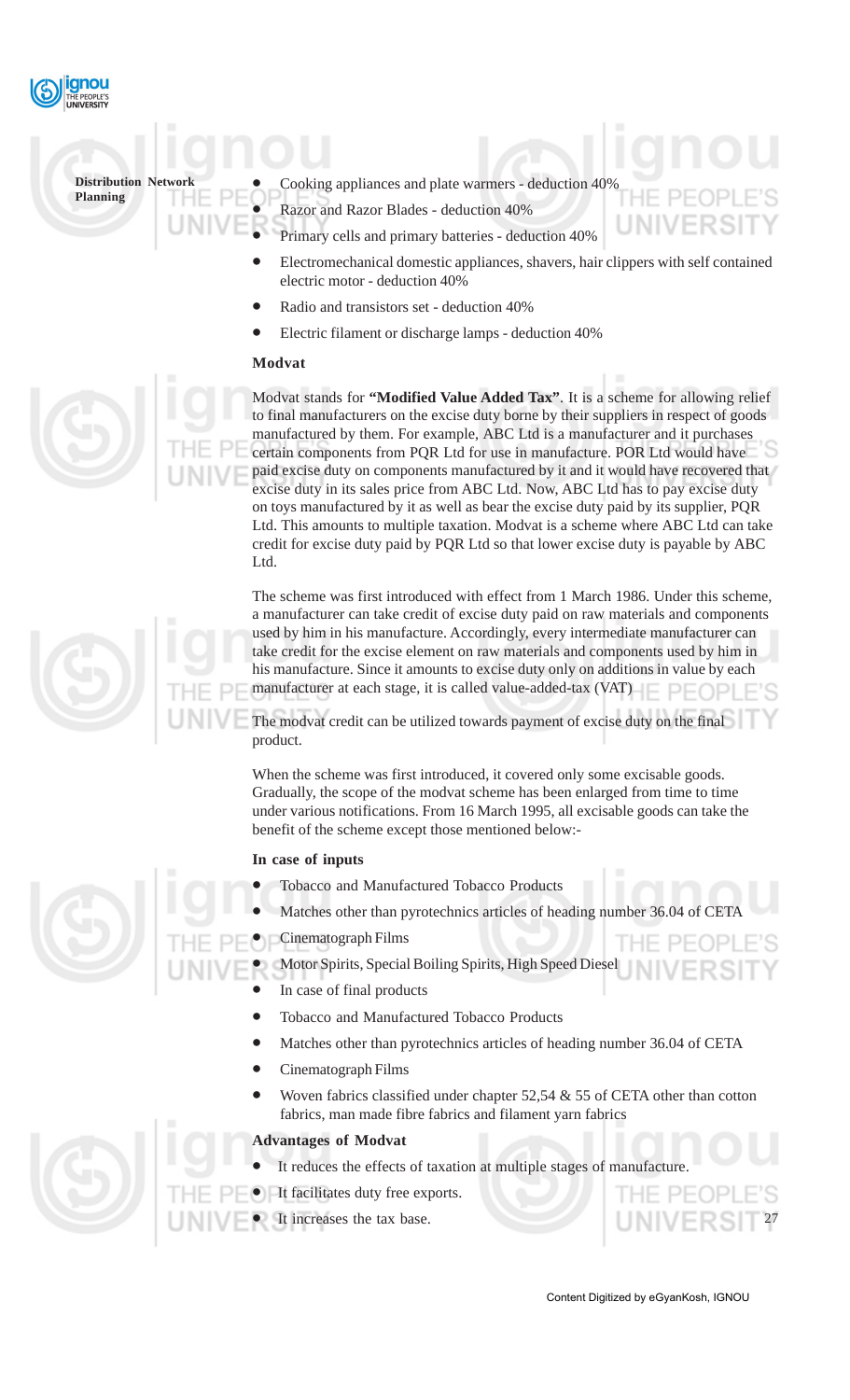- Cooking appliances and plate warmers - deduction 40%
- Razor and Razor Blades - deduction 40%
- Primary cells and primary batteries - deduction 40%
- Electromechanical domestic appliances, shavers, hair clippers with self contained electric motor - deduction 40%
- Radio and transistors set - deduction 40%
- Electric filament or discharge lamps - deduction 40%

**Modvat**

Modvat stands for **"Modified Value Added Tax"**. It is a scheme for allowing relief to final manufacturers on the excise duty borne by their suppliers in respect of goods manufactured by them. For example, ABC Ltd is a manufacturer and it purchases certain components from PQR Ltd for use in manufacture. POR Ltd would have paid excise duty on components manufactured by it and it would have recovered that excise duty in its sales price from ABC Ltd. Now, ABC Ltd has to pay excise duty on toys manufactured by it as well as bear the excise duty paid by its supplier, PQR Ltd. This amounts to multiple taxation. Modvat is a scheme where ABC Ltd can take credit for excise duty paid by PQR Ltd so that lower excise duty is payable by ABC Ltd.

The scheme was first introduced with effect from 1 March 1986. Under this scheme, a manufacturer can take credit of excise duty paid on raw materials and components used by him in his manufacture. Accordingly, every intermediate manufacturer can take credit for the excise element on raw materials and components used by him in his manufacture. Since it amounts to excise duty only on additions in value by each manufacturer at each stage, it is called value-added-tax (VAT)

The modvat credit can be utilized towards payment of excise duty on the final product.

When the scheme was first introduced, it covered only some excisable goods. Gradually, the scope of the modvat scheme has been enlarged from time to time under various notifications. From 16 March 1995, all excisable goods can take the benefit of the scheme except those mentioned below:-

**In case of inputs**

- Tobacco and Manufactured Tobacco Products
- Matches other than pyrotechnics articles of heading number 36.04 of CETA
- Cinematograph Films
- Motor Spirits, Special Boiling Spirits, High Speed Diesel
- In case of final products
- Tobacco and Manufactured Tobacco Products
- Matches other than pyrotechnics articles of heading number 36.04 of CETA
- Cinematograph Films
- Woven fabrics classified under chapter 52,54 & 55 of CETA other than cotton fabrics, man made fibre fabrics and filament yarn fabrics

**Advantages of Modvat**

- It reduces the effects of taxation at multiple stages of manufacture.
- It facilitates duty free exports.
- It increases the tax base.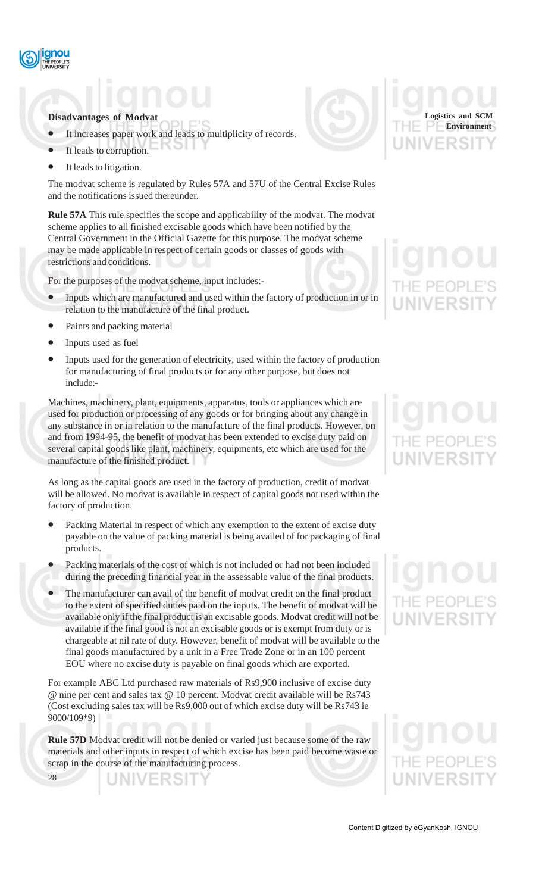**Disadvantages of Modvat**

- It increases paper work and leads to multiplicity of records.
- It leads to corruption.
- It leads to litigation.

The modvat scheme is regulated by Rules 57A and 57U of the Central Excise Rules and the notifications issued thereunder.

**Rule 57A** This rule specifies the scope and applicability of the modvat. The modvat scheme applies to all finished excisable goods which have been notified by the Central Government in the Official Gazette for this purpose. The modvat scheme may be made applicable in respect of certain goods or classes of goods with restrictions and conditions.

For the purposes of the modvat scheme, input includes:-

- Inputs which are manufactured and used within the factory of production in or in relation to the manufacture of the final product.
- Paints and packing material
- Inputs used as fuel
- Inputs used for the generation of electricity, used within the factory of production for manufacturing of final products or for any other purpose, but does not include:-

Machines, machinery, plant, equipments, apparatus, tools or appliances which are used for production or processing of any goods or for bringing about any change in any substance in or in relation to the manufacture of the final products. However, on and from 1994-95, the benefit of modvat has been extended to excise duty paid on several capital goods like plant, machinery, equipments, etc which are used for the manufacture of the finished product.

As long as the capital goods are used in the factory of production, credit of modvat will be allowed. No modvat is available in respect of capital goods not used within the factory of production.

- Packing Material in respect of which any exemption to the extent of excise duty payable on the value of packing material is being availed of for packaging of final products.
- Packing materials of the cost of which is not included or had not been included during the preceding financial year in the assessable value of the final products.
- The manufacturer can avail of the benefit of modvat credit on the final product to the extent of specified duties paid on the inputs. The benefit of modvat will be available only if the final product is an excisable goods. Modvat credit will not be available if the final good is not an excisable goods or is exempt from duty or is chargeable at nil rate of duty. However, benefit of modvat will be available to the final goods manufactured by a unit in a Free Trade Zone or in an 100 percent EOU where no excise duty is payable on final goods which are exported.

For example ABC Ltd purchased raw materials of Rs9,900 inclusive of excise duty @ nine per cent and sales tax @ 10 percent. Modvat credit available will be Rs743 (Cost excluding sales tax will be Rs9,000 out of which excise duty will be Rs743 ie 9000/109*9)

**Rule 57D** Modvat credit will not be denied or varied just because some of the raw materials and other inputs in respect of which excise has been paid become waste or scrap in the course of the manufacturing process.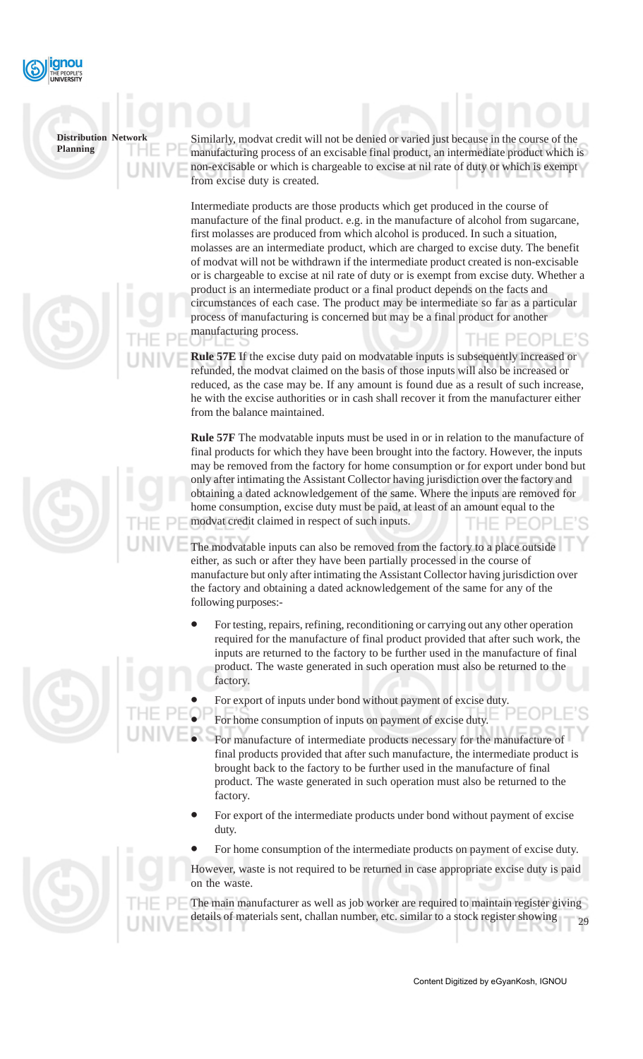Similarly, modvat credit will not be denied or varied just because in the course of the manufacturing process of an excisable final product, an intermediate product which is non-excisable or which is chargeable to excise at nil rate of duty or which is exempt from excise duty is created.

Intermediate products are those products which get produced in the course of manufacture of the final product. e.g. in the manufacture of alcohol from sugarcane, first molasses are produced from which alcohol is produced. In such a situation, molasses are an intermediate product, which are charged to excise duty. The benefit of modvat will not be withdrawn if the intermediate product created is non-excisable or is chargeable to excise at nil rate of duty or is exempt from excise duty. Whether a product is an intermediate product or a final product depends on the facts and circumstances of each case. The product may be intermediate so far as a particular process of manufacturing is concerned but may be a final product for another manufacturing process.

**Rule 57E** If the excise duty paid on modvatable inputs is subsequently increased or refunded, the modvat claimed on the basis of those inputs will also be increased or reduced, as the case may be. If any amount is found due as a result of such increase, he with the excise authorities or in cash shall recover it from the manufacturer either from the balance maintained.

**Rule 57F** The modvatable inputs must be used in or in relation to the manufacture of final products for which they have been brought into the factory. However, the inputs may be removed from the factory for home consumption or for export under bond but only after intimating the Assistant Collector having jurisdiction over the factory and obtaining a dated acknowledgement of the same. Where the inputs are removed for home consumption, excise duty must be paid, at least of an amount equal to the modvat credit claimed in respect of such inputs.

The modvatable inputs can also be removed from the factory to a place outside either, as such or after they have been partially processed in the course of manufacture but only after intimating the Assistant Collector having jurisdiction over the factory and obtaining a dated acknowledgement of the same for any of the following purposes:-

- For testing, repairs, refining, reconditioning or carrying out any other operation required for the manufacture of final product provided that after such work, the inputs are returned to the factory to be further used in the manufacture of final product. The waste generated in such operation must also be returned to the factory.
- For export of inputs under bond without payment of excise duty.
- For home consumption of inputs on payment of excise duty.
- For manufacture of intermediate products necessary for the manufacture of final products provided that after such manufacture, the intermediate product is brought back to the factory to be further used in the manufacture of final product. The waste generated in such operation must also be returned to the factory.
- For export of the intermediate products under bond without payment of excise duty.
- For home consumption of the intermediate products on payment of excise duty.

However, waste is not required to be returned in case appropriate excise duty is paid on the waste.

The main manufacturer as well as job worker are required to maintain register giving details of materials sent, challan number, etc. similar to a stock register showing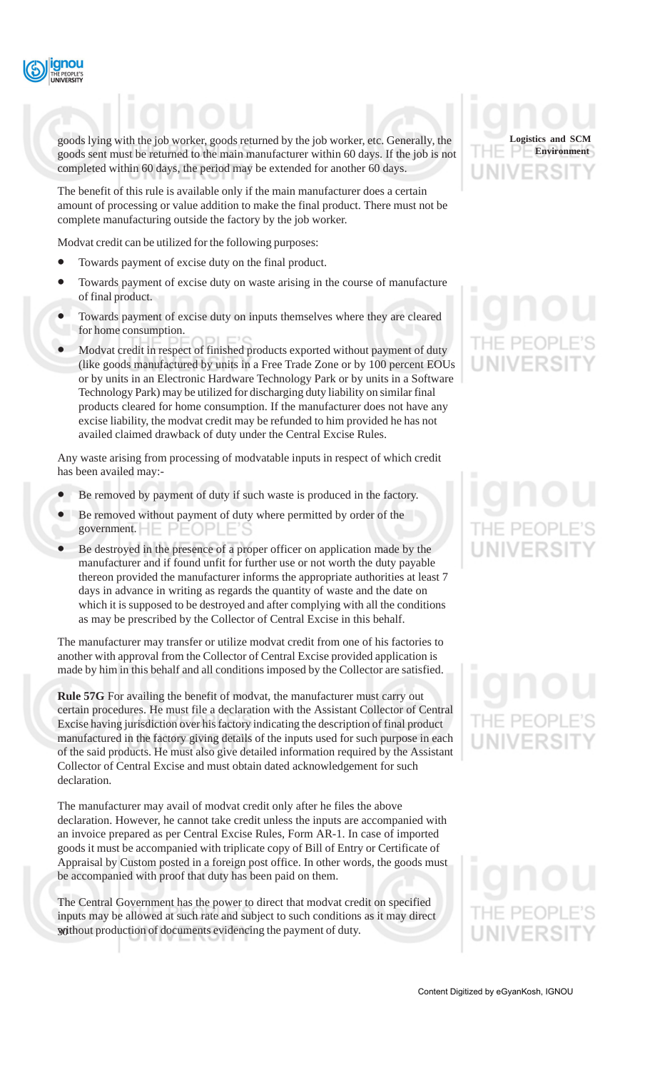goods lying with the job worker, goods returned by the job worker, etc. Generally, the goods sent must be returned to the main manufacturer within 60 days. If the job is not completed within 60 days, the period may be extended for another 60 days.

The benefit of this rule is available only if the main manufacturer does a certain amount of processing or value addition to make the final product. There must not be complete manufacturing outside the factory by the job worker.

Modvat credit can be utilized for the following purposes:

- Towards payment of excise duty on the final product.
- Towards payment of excise duty on waste arising in the course of manufacture of final product.
- Towards payment of excise duty on inputs themselves where they are cleared for home consumption.
- Modvat credit in respect of finished products exported without payment of duty (like goods manufactured by units in a Free Trade Zone or by 100 percent EOUs or by units in an Electronic Hardware Technology Park or by units in a Software Technology Park) may be utilized for discharging duty liability on similar final products cleared for home consumption. If the manufacturer does not have any excise liability, the modvat credit may be refunded to him provided he has not availed claimed drawback of duty under the Central Excise Rules.

Any waste arising from processing of modvatable inputs in respect of which credit has been availed may:-

- Be removed by payment of duty if such waste is produced in the factory.
- Be removed without payment of duty where permitted by order of the government.
- Be destroyed in the presence of a proper officer on application made by the manufacturer and if found unfit for further use or not worth the duty payable thereon provided the manufacturer informs the appropriate authorities at least 7 days in advance in writing as regards the quantity of waste and the date on which it is supposed to be destroyed and after complying with all the conditions as may be prescribed by the Collector of Central Excise in this behalf.

The manufacturer may transfer or utilize modvat credit from one of his factories to another with approval from the Collector of Central Excise provided application is made by him in this behalf and all conditions imposed by the Collector are satisfied.

**Rule 57G** For availing the benefit of modvat, the manufacturer must carry out certain procedures. He must file a declaration with the Assistant Collector of Central Excise having jurisdiction over his factory indicating the description of final product manufactured in the factory giving details of the inputs used for such purpose in each of the said products. He must also give detailed information required by the Assistant Collector of Central Excise and must obtain dated acknowledgement for such declaration.

The manufacturer may avail of modvat credit only after he files the above declaration. However, he cannot take credit unless the inputs are accompanied with an invoice prepared as per Central Excise Rules, Form AR-1. In case of imported goods it must be accompanied with triplicate copy of Bill of Entry or Certificate of Appraisal by Custom posted in a foreign post office. In other words, the goods must be accompanied with proof that duty has been paid on them.

The Central Government has the power to direct that modvat credit on specified inputs may be allowed at such rate and subject to such conditions as it may direct without production of documents evidencing the payment of duty.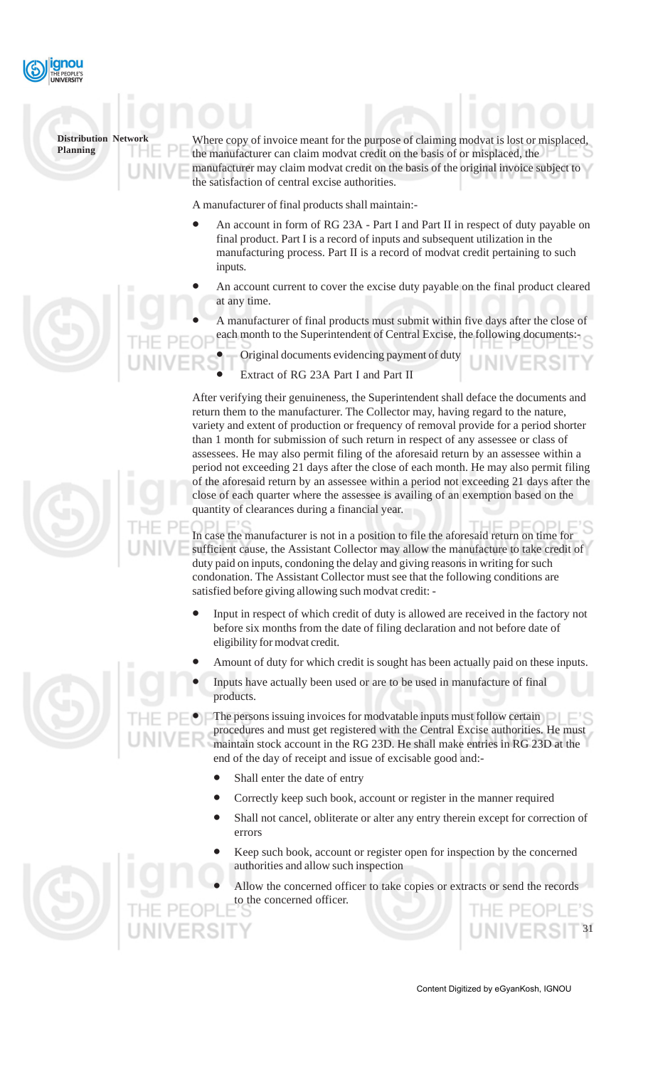Where copy of invoice meant for the purpose of claiming modvat is lost or misplaced, the manufacturer can claim modvat credit on the basis of or misplaced, the manufacturer may claim modvat credit on the basis of the original invoice subject to the satisfaction of central excise authorities.

A manufacturer of final products shall maintain:-

- An account in form of RG 23A - Part I and Part II in respect of duty payable on final product. Part I is a record of inputs and subsequent utilization in the manufacturing process. Part II is a record of modvat credit pertaining to such inputs.
- An account current to cover the excise duty payable on the final product cleared at any time.
- A manufacturer of final products must submit within five days after the close of each month to the Superintendent of Central Excise, the following documents:-
  - Original documents evidencing payment of duty
  - Extract of RG 23A Part I and Part II

After verifying their genuineness, the Superintendent shall deface the documents and return them to the manufacturer. The Collector may, having regard to the nature, variety and extent of production or frequency of removal provide for a period shorter than 1 month for submission of such return in respect of any assessee or class of assessees. He may also permit filing of the aforesaid return by an assessee within a period not exceeding 21 days after the close of each month. He may also permit filing of the aforesaid return by an assessee within a period not exceeding 21 days after the close of each quarter where the assessee is availing of an exemption based on the quantity of clearances during a financial year.

In case the manufacturer is not in a position to file the aforesaid return on time for sufficient cause, the Assistant Collector may allow the manufacture to take credit of duty paid on inputs, condoning the delay and giving reasons in writing for such condonation. The Assistant Collector must see that the following conditions are satisfied before giving allowing such modvat credit: -

- Input in respect of which credit of duty is allowed are received in the factory not before six months from the date of filing declaration and not before date of eligibility for modvat credit.
- Amount of duty for which credit is sought has been actually paid on these inputs.
- Inputs have actually been used or are to be used in manufacture of final products.
- The persons issuing invoices for modvatable inputs must follow certain procedures and must get registered with the Central Excise authorities. He must maintain stock account in the RG 23D. He shall make entries in RG 23D at the end of the day of receipt and issue of excisable good and:-
  - Shall enter the date of entry
  - Correctly keep such book, account or register in the manner required
  - Shall not cancel, obliterate or alter any entry therein except for correction of errors
  - Keep such book, account or register open for inspection by the concerned authorities and allow such inspection
  - Allow the concerned officer to take copies or extracts or send the records to the concerned officer.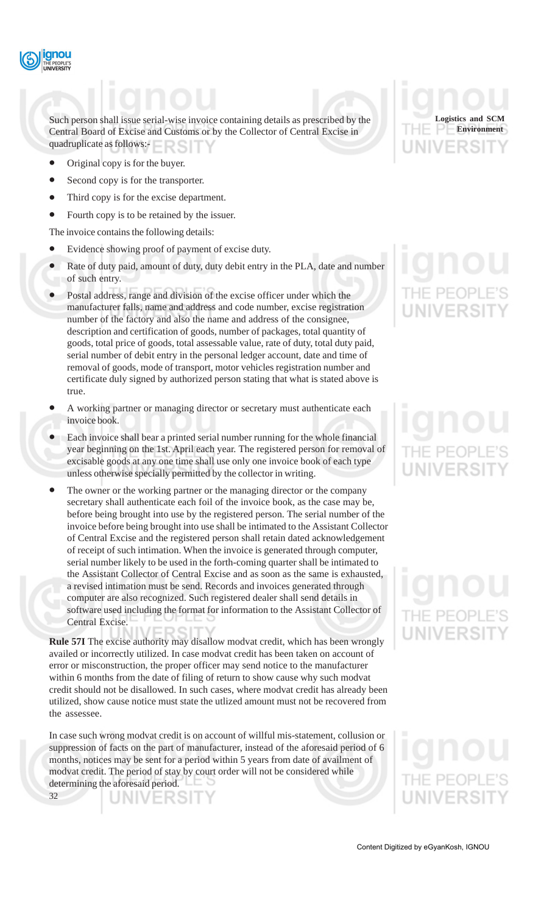Such person shall issue serial-wise invoice containing details as prescribed by the Central Board of Excise and Customs or by the Collector of Central Excise in quadruplicate as follows:-

- Original copy is for the buyer.
- Second copy is for the transporter.
- Third copy is for the excise department.
- Fourth copy is to be retained by the issuer.

The invoice contains the following details:

- Evidence showing proof of payment of excise duty.
- Rate of duty paid, amount of duty, duty debit entry in the PLA, date and number of such entry.
- Postal address, range and division of the excise officer under which the manufacturer falls, name and address and code number, excise registration number of the factory and also the name and address of the consignee, description and certification of goods, number of packages, total quantity of goods, total price of goods, total assessable value, rate of duty, total duty paid, serial number of debit entry in the personal ledger account, date and time of removal of goods, mode of transport, motor vehicles registration number and certificate duly signed by authorized person stating that what is stated above is true.
- A working partner or managing director or secretary must authenticate each invoice book.
- Each invoice shall bear a printed serial number running for the whole financial year beginning on the 1st. April each year. The registered person for removal of excisable goods at any one time shall use only one invoice book of each type unless otherwise specially permitted by the collector in writing.
- The owner or the working partner or the managing director or the company secretary shall authenticate each foil of the invoice book, as the case may be, before being brought into use by the registered person. The serial number of the invoice before being brought into use shall be intimated to the Assistant Collector of Central Excise and the registered person shall retain dated acknowledgement of receipt of such intimation. When the invoice is generated through computer, serial number likely to be used in the forth-coming quarter shall be intimated to the Assistant Collector of Central Excise and as soon as the same is exhausted, a revised intimation must be send. Records and invoices generated through computer are also recognized. Such registered dealer shall send details in software used including the format for information to the Assistant Collector of Central Excise.

**Rule 57I** The excise authority may disallow modvat credit, which has been wrongly availed or incorrectly utilized. In case modvat credit has been taken on account of error or misconstruction, the proper officer may send notice to the manufacturer within 6 months from the date of filing of return to show cause why such modvat credit should not be disallowed. In such cases, where modvat credit has already been utilized, show cause notice must state the utlized amount must not be recovered from the assessee.

In case such wrong modvat credit is on account of willful mis-statement, collusion or suppression of facts on the part of manufacturer, instead of the aforesaid period of 6 months, notices may be sent for a period within 5 years from date of availment of modvat credit. The period of stay by court order will not be considered while determining the aforesaid period.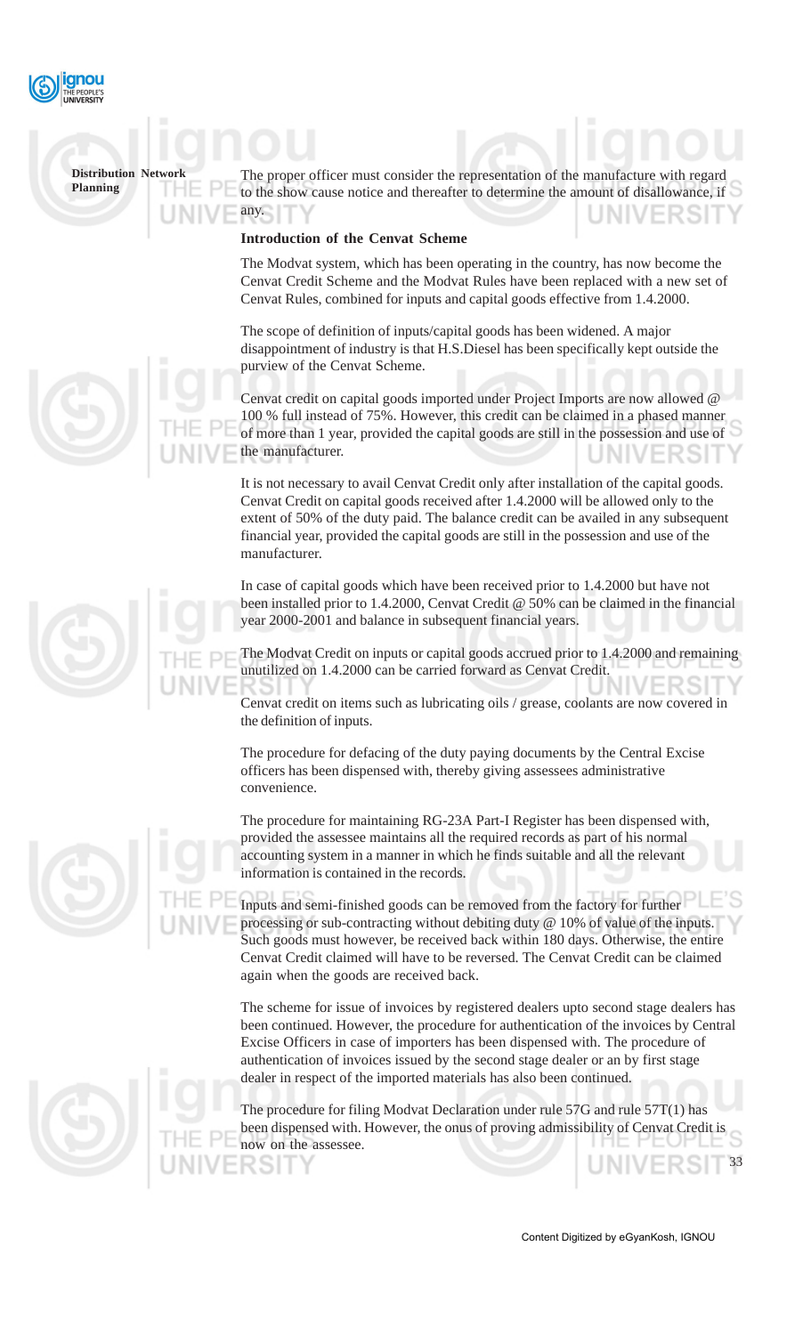The proper officer must consider the representation of the manufacture with regard to the show cause notice and thereafter to determine the amount of disallowance, if any.

### Introduction of the Cenvat Scheme

The Modvat system, which has been operating in the country, has now become the Cenvat Credit Scheme and the Modvat Rules have been replaced with a new set of Cenvat Rules, combined for inputs and capital goods effective from 1.4.2000.

The scope of definition of inputs/capital goods has been widened. A major disappointment of industry is that H.S.Diesel has been specifically kept outside the purview of the Cenvat Scheme.

Cenvat credit on capital goods imported under Project Imports are now allowed @ 100 % full instead of 75%. However, this credit can be claimed in a phased manner of more than 1 year, provided the capital goods are still in the possession and use of the manufacturer.

It is not necessary to avail Cenvat Credit only after installation of the capital goods. Cenvat Credit on capital goods received after 1.4.2000 will be allowed only to the extent of 50% of the duty paid. The balance credit can be availed in any subsequent financial year, provided the capital goods are still in the possession and use of the manufacturer.

In case of capital goods which have been received prior to 1.4.2000 but have not been installed prior to 1.4.2000, Cenvat Credit @ 50% can be claimed in the financial year 2000-2001 and balance in subsequent financial years.

The Modvat Credit on inputs or capital goods accrued prior to 1.4.2000 and remaining unutilized on 1.4.2000 can be carried forward as Cenvat Credit.

Cenvat credit on items such as lubricating oils / grease, coolants are now covered in the definition of inputs.

The procedure for defacing of the duty paying documents by the Central Excise officers has been dispensed with, thereby giving assessees administrative convenience.

The procedure for maintaining RG-23A Part-I Register has been dispensed with, provided the assessee maintains all the required records as part of his normal accounting system in a manner in which he finds suitable and all the relevant information is contained in the records.

Inputs and semi-finished goods can be removed from the factory for further processing or sub-contracting without debiting duty @ 10% of value of the inputs. Such goods must however, be received back within 180 days. Otherwise, the entire Cenvat Credit claimed will have to be reversed. The Cenvat Credit can be claimed again when the goods are received back.

The scheme for issue of invoices by registered dealers upto second stage dealers has been continued. However, the procedure for authentication of the invoices by Central Excise Officers in case of importers has been dispensed with. The procedure of authentication of invoices issued by the second stage dealer or an by first stage dealer in respect of the imported materials has also been continued.

The procedure for filing Modvat Declaration under rule 57G and rule 57T(1) has been dispensed with. However, the onus of proving admissibility of Cenvat Credit is now on the assessee.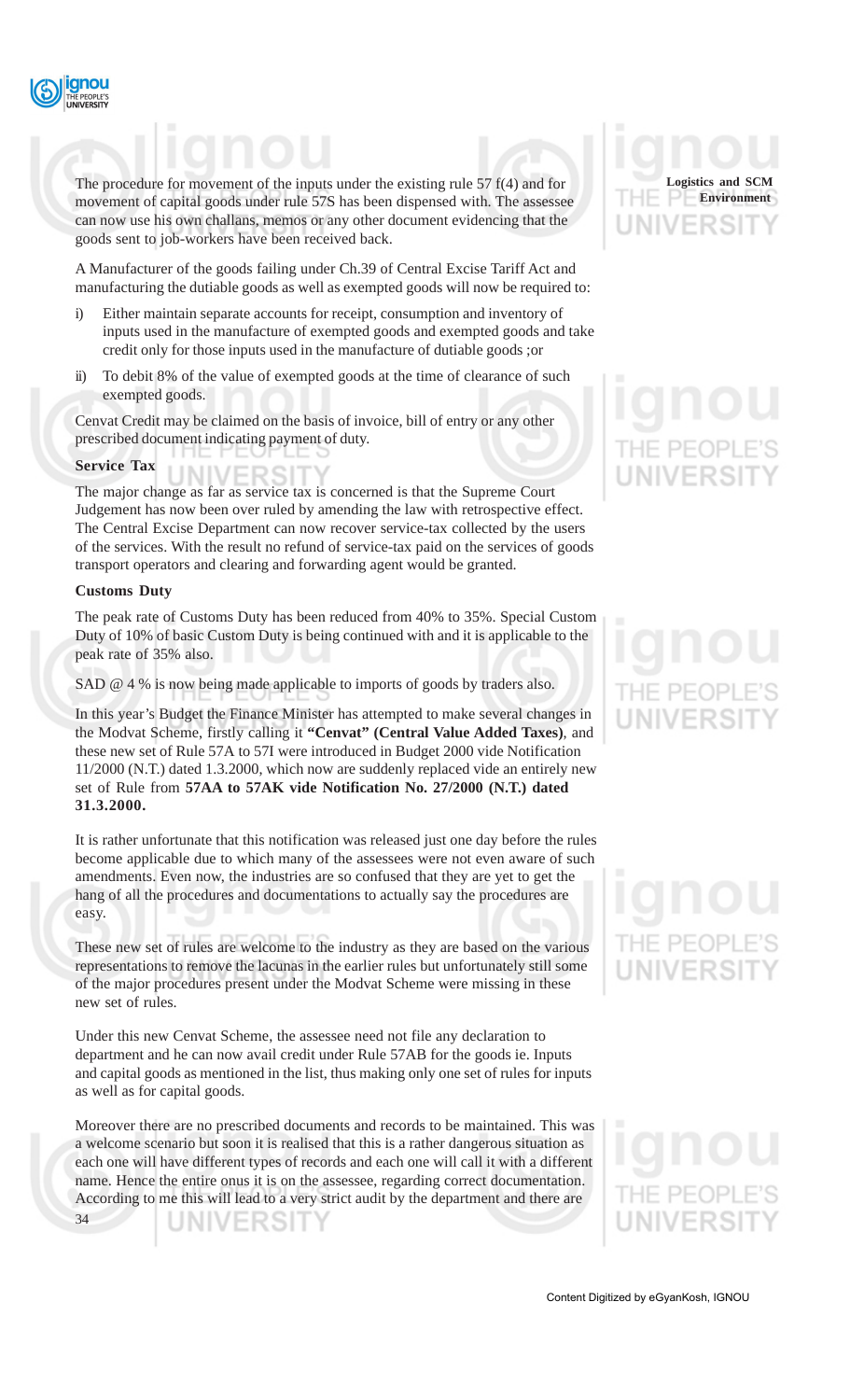The procedure for movement of the inputs under the existing rule 57 f(4) and for movement of capital goods under rule 57S has been dispensed with. The assessee can now use his own challans, memos or any other document evidencing that the goods sent to job-workers have been received back.

A Manufacturer of the goods failing under Ch.39 of Central Excise Tariff Act and manufacturing the dutiable goods as well as exempted goods will now be required to:

i) Either maintain separate accounts for receipt, consumption and inventory of inputs used in the manufacture of exempted goods and exempted goods and take credit only for those inputs used in the manufacture of dutiable goods ;or

ii) To debit 8% of the value of exempted goods at the time of clearance of such exempted goods.

Cenvat Credit may be claimed on the basis of invoice, bill of entry or any other prescribed document indicating payment of duty.

**Service Tax**

The major change as far as service tax is concerned is that the Supreme Court Judgement has now been over ruled by amending the law with retrospective effect. The Central Excise Department can now recover service-tax collected by the users of the services. With the result no refund of service-tax paid on the services of goods transport operators and clearing and forwarding agent would be granted.

**Customs Duty**

The peak rate of Customs Duty has been reduced from 40% to 35%. Special Custom Duty of 10% of basic Custom Duty is being continued with and it is applicable to the peak rate of 35% also.

SAD @ 4 % is now being made applicable to imports of goods by traders also.

In this year's Budget the Finance Minister has attempted to make several changes in the Modvat Scheme, firstly calling it **"Cenvat" (Central Value Added Taxes)**, and these new set of Rule 57A to 57I were introduced in Budget 2000 vide Notification 11/2000 (N.T.) dated 1.3.2000, which now are suddenly replaced vide an entirely new set of Rule from **57AA to 57AK vide Notification No. 27/2000 (N.T.) dated 31.3.2000.**

It is rather unfortunate that this notification was released just one day before the rules become applicable due to which many of the assessees were not even aware of such amendments. Even now, the industries are so confused that they are yet to get the hang of all the procedures and documentations to actually say the procedures are easy.

These new set of rules are welcome to the industry as they are based on the various representations to remove the lacunas in the earlier rules but unfortunately still some of the major procedures present under the Modvat Scheme were missing in these new set of rules.

Under this new Cenvat Scheme, the assessee need not file any declaration to department and he can now avail credit under Rule 57AB for the goods ie. Inputs and capital goods as mentioned in the list, thus making only one set of rules for inputs as well as for capital goods.

Moreover there are no prescribed documents and records to be maintained. This was a welcome scenario but soon it is realised that this is a rather dangerous situation as each one will have different types of records and each one will call it with a different name. Hence the entire onus it is on the assessee, regarding correct documentation. According to me this will lead to a very strict audit by the department and there are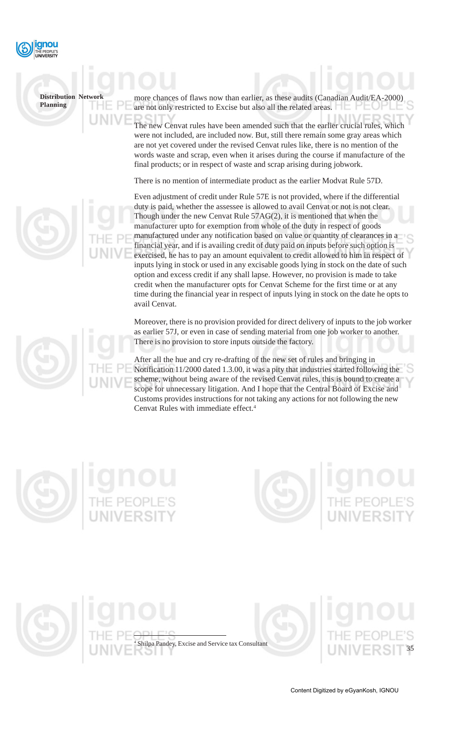more chances of flaws now than earlier, as these audits (Canadian Audit/EA-2000) are not only restricted to Excise but also all the related areas.

The new Cenvat rules have been amended such that the earlier crucial rules, which were not included, are included now. But, still there remain some gray areas which are not yet covered under the revised Cenvat rules like, there is no mention of the words waste and scrap, even when it arises during the course if manufacture of the final products; or in respect of waste and scrap arising during jobwork.

There is no mention of intermediate product as the earlier Modvat Rule 57D.

Even adjustment of credit under Rule 57E is not provided, where if the differential duty is paid, whether the assessee is allowed to avail Cenvat or not is not clear. Though under the new Cenvat Rule 57AG(2), it is mentioned that when the manufacturer upto for exemption from whole of the duty in respect of goods manufactured under any notification based on value or quantity of clearances in a financial year, and if is availing credit of duty paid on inputs before such option is exercised, he has to pay an amount equivalent to credit allowed to him in respect of inputs lying in stock or used in any excisable goods lying in stock on the date of such option and excess credit if any shall lapse. However, no provision is made to take credit when the manufacturer opts for Cenvat Scheme for the first time or at any time during the financial year in respect of inputs lying in stock on the date he opts to avail Cenvat.

Moreover, there is no provision provided for direct delivery of inputs to the job worker as earlier 57J, or even in case of sending material from one job worker to another. There is no provision to store inputs outside the factory.

After all the hue and cry re-drafting of the new set of rules and bringing in Notification 11/2000 dated 1.3.00, it was a pity that industries started following the scheme, without being aware of the revised Cenvat rules, this is bound to create a scope for unnecessary litigation. And I hope that the Central Board of Excise and Customs provides instructions for not taking any actions for not following the new Cenvat Rules with immediate effect.[4]

---

[4] Shilpa Pandey, Excise and Service tax Consultant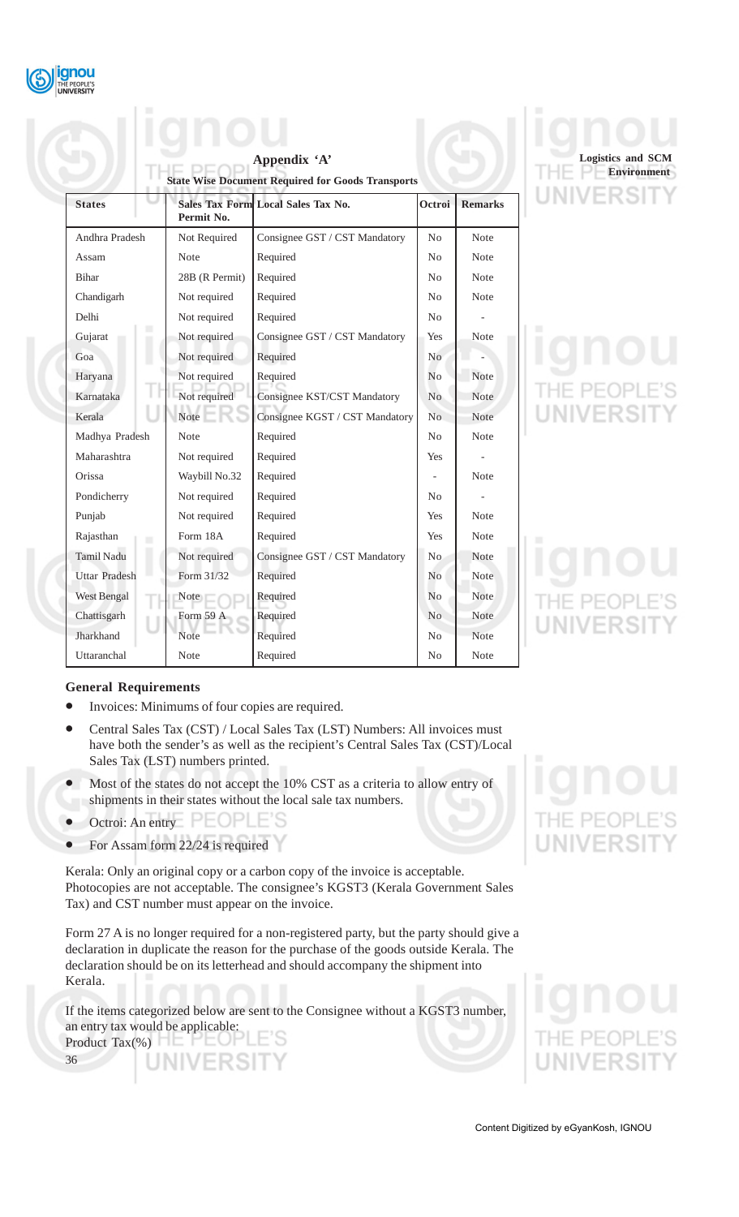## Appendix 'A'

### State Wise Document Required for Goods Transports

| States | Sales Tax Form Permit No. | Local Sales Tax No. | Octroi | Remarks |
|---|---|---|---|---|
| Andhra Pradesh | Not Required | Consignee GST / CST Mandatory | No | Note |
| Assam | Note | Required | No | Note |
| Bihar | 28B (R Permit) | Required | No | Note |
| Chandigarh | Not required | Required | No | Note |
| Delhi | Not required | Required | No | - |
| Gujarat | Not required | Consignee GST / CST Mandatory | Yes | Note |
| Goa | Not required | Required | No | - |
| Haryana | Not required | Required | No | Note |
| Karnataka | Not required | Consignee KST/CST Mandatory | No | Note |
| Kerala | Note | Consignee KGST / CST Mandatory | No | Note |
| Madhya Pradesh | Note | Required | No | Note |
| Maharashtra | Not required | Required | Yes | - |
| Orissa | Waybill No.32 | Required | - | Note |
| Pondicherry | Not required | Required | No | - |
| Punjab | Not required | Required | Yes | Note |
| Rajasthan | Form 18A | Required | Yes | Note |
| Tamil Nadu | Not required | Consignee GST / CST Mandatory | No | Note |
| Uttar Pradesh | Form 31/32 | Required | No | Note |
| West Bengal | Note | Required | No | Note |
| Chattisgarh | Form 59 A | Required | No | Note |
| Jharkhand | Note | Required | No | Note |
| Uttaranchal | Note | Required | No | Note |

**General Requirements**

- Invoices: Minimums of four copies are required.
- Central Sales Tax (CST) / Local Sales Tax (LST) Numbers: All invoices must have both the sender's as well as the recipient's Central Sales Tax (CST)/Local Sales Tax (LST) numbers printed.
- Most of the states do not accept the 10% CST as a criteria to allow entry of shipments in their states without the local sale tax numbers.
- Octroi: An entry
- For Assam form 22/24 is required

Kerala: Only an original copy or a carbon copy of the invoice is acceptable. Photocopies are not acceptable. The consignee's KGST3 (Kerala Government Sales Tax) and CST number must appear on the invoice.

Form 27 A is no longer required for a non-registered party, but the party should give a declaration in duplicate the reason for the purchase of the goods outside Kerala. The declaration should be on its letterhead and should accompany the shipment into Kerala.

If the items categorized below are sent to the Consignee without a KGST3 number, an entry tax would be applicable:

Product Tax(%)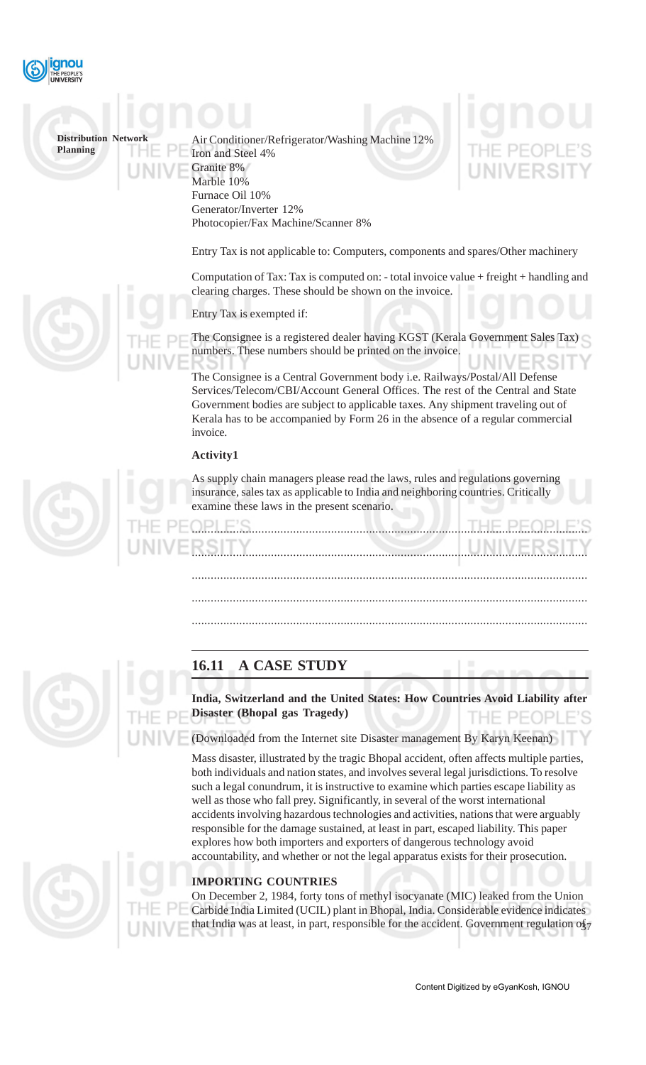Air Conditioner/Refrigerator/Washing Machine 12%
Iron and Steel 4%
Granite 8%
Marble 10%
Furnace Oil 10%
Generator/Inverter 12%
Photocopier/Fax Machine/Scanner 8%

Entry Tax is not applicable to: Computers, components and spares/Other machinery

Computation of Tax: Tax is computed on: - total invoice value + freight + handling and clearing charges. These should be shown on the invoice.

Entry Tax is exempted if:

The Consignee is a registered dealer having KGST (Kerala Government Sales Tax) numbers. These numbers should be printed on the invoice.

The Consignee is a Central Government body i.e. Railways/Postal/All Defense Services/Telecom/CBI/Account General Offices. The rest of the Central and State Government bodies are subject to applicable taxes. Any shipment traveling out of Kerala has to be accompanied by Form 26 in the absence of a regular commercial invoice.

**Activity1**

As supply chain managers please read the laws, rules and regulations governing insurance, sales tax as applicable to India and neighboring countries. Critically examine these laws in the present scenario.

..........................................................................................................................

..........................................................................................................................

..........................................................................................................................

..........................................................................................................................

..........................................................................................................................

## 16.11 A CASE STUDY

**India, Switzerland and the United States: How Countries Avoid Liability after Disaster (Bhopal gas Tragedy)**

(Downloaded from the Internet site Disaster management By Karyn Keenan)

Mass disaster, illustrated by the tragic Bhopal accident, often affects multiple parties, both individuals and nation states, and involves several legal jurisdictions. To resolve such a legal conundrum, it is instructive to examine which parties escape liability as well as those who fall prey. Significantly, in several of the worst international accidents involving hazardous technologies and activities, nations that were arguably responsible for the damage sustained, at least in part, escaped liability. This paper explores how both importers and exporters of dangerous technology avoid accountability, and whether or not the legal apparatus exists for their prosecution.

**IMPORTING COUNTRIES**

On December 2, 1984, forty tons of methyl isocyanate (MIC) leaked from the Union Carbide India Limited (UCIL) plant in Bhopal, India. Considerable evidence indicates that India was at least, in part, responsible for the accident. Government regulation of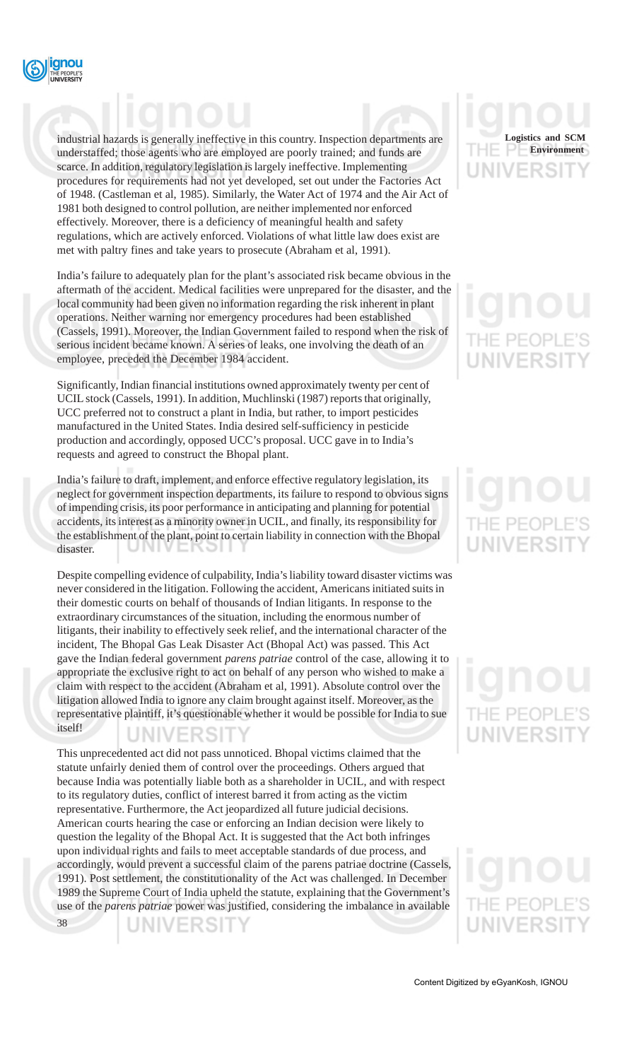industrial hazards is generally ineffective in this country. Inspection departments are understaffed; those agents who are employed are poorly trained; and funds are scarce. In addition, regulatory legislation is largely ineffective. Implementing procedures for requirements had not yet developed, set out under the Factories Act of 1948. (Castleman et al, 1985). Similarly, the Water Act of 1974 and the Air Act of 1981 both designed to control pollution, are neither implemented nor enforced effectively. Moreover, there is a deficiency of meaningful health and safety regulations, which are actively enforced. Violations of what little law does exist are met with paltry fines and take years to prosecute (Abraham et al, 1991).

India's failure to adequately plan for the plant's associated risk became obvious in the aftermath of the accident. Medical facilities were unprepared for the disaster, and the local community had been given no information regarding the risk inherent in plant operations. Neither warning nor emergency procedures had been established (Cassels, 1991). Moreover, the Indian Government failed to respond when the risk of serious incident became known. A series of leaks, one involving the death of an employee, preceded the December 1984 accident.

Significantly, Indian financial institutions owned approximately twenty per cent of UCIL stock (Cassels, 1991). In addition, Muchlinski (1987) reports that originally, UCC preferred not to construct a plant in India, but rather, to import pesticides manufactured in the United States. India desired self-sufficiency in pesticide production and accordingly, opposed UCC's proposal. UCC gave in to India's requests and agreed to construct the Bhopal plant.

India's failure to draft, implement, and enforce effective regulatory legislation, its neglect for government inspection departments, its failure to respond to obvious signs of impending crisis, its poor performance in anticipating and planning for potential accidents, its interest as a minority owner in UCIL, and finally, its responsibility for the establishment of the plant, point to certain liability in connection with the Bhopal disaster.

Despite compelling evidence of culpability, India's liability toward disaster victims was never considered in the litigation. Following the accident, Americans initiated suits in their domestic courts on behalf of thousands of Indian litigants. In response to the extraordinary circumstances of the situation, including the enormous number of litigants, their inability to effectively seek relief, and the international character of the incident, The Bhopal Gas Leak Disaster Act (Bhopal Act) was passed. This Act gave the Indian federal government *parens patriae* control of the case, allowing it to appropriate the exclusive right to act on behalf of any person who wished to make a claim with respect to the accident (Abraham et al, 1991). Absolute control over the litigation allowed India to ignore any claim brought against itself. Moreover, as the representative plaintiff, it's questionable whether it would be possible for India to sue itself!

This unprecedented act did not pass unnoticed. Bhopal victims claimed that the statute unfairly denied them of control over the proceedings. Others argued that because India was potentially liable both as a shareholder in UCIL, and with respect to its regulatory duties, conflict of interest barred it from acting as the victim representative. Furthermore, the Act jeopardized all future judicial decisions. American courts hearing the case or enforcing an Indian decision were likely to question the legality of the Bhopal Act. It is suggested that the Act both infringes upon individual rights and fails to meet acceptable standards of due process, and accordingly, would prevent a successful claim of the parens patriae doctrine (Cassels, 1991). Post settlement, the constitutionality of the Act was challenged. In December 1989 the Supreme Court of India upheld the statute, explaining that the Government's use of the *parens patriae* power was justified, considering the imbalance in available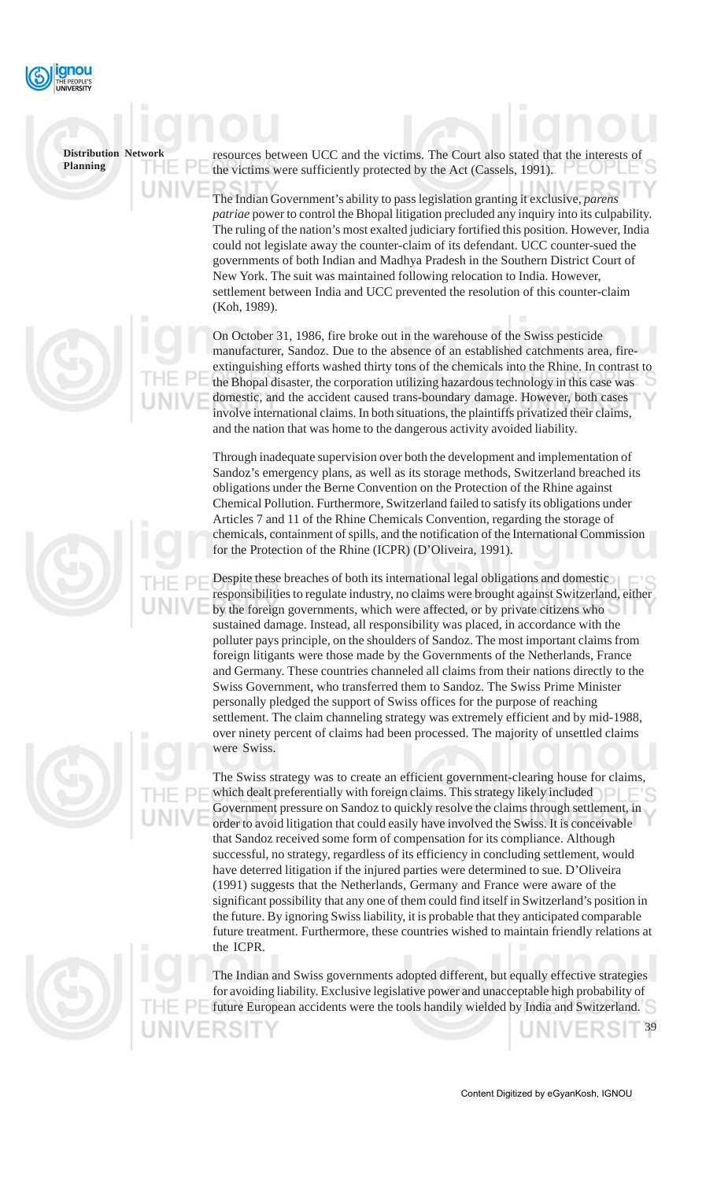resources between UCC and the victims. The Court also stated that the interests of the victims were sufficiently protected by the Act (Cassels, 1991).

The Indian Government's ability to pass legislation granting it exclusive, *parens patriae* power to control the Bhopal litigation precluded any inquiry into its culpability. The ruling of the nation's most exalted judiciary fortified this position. However, India could not legislate away the counter-claim of its defendant. UCC counter-sued the governments of both Indian and Madhya Pradesh in the Southern District Court of New York. The suit was maintained following relocation to India. However, settlement between India and UCC prevented the resolution of this counter-claim (Koh, 1989).

On October 31, 1986, fire broke out in the warehouse of the Swiss pesticide manufacturer, Sandoz. Due to the absence of an established catchments area, fire-extinguishing efforts washed thirty tons of the chemicals into the Rhine. In contrast to the Bhopal disaster, the corporation utilizing hazardous technology in this case was domestic, and the accident caused trans-boundary damage. However, both cases involve international claims. In both situations, the plaintiffs privatized their claims, and the nation that was home to the dangerous activity avoided liability.

Through inadequate supervision over both the development and implementation of Sandoz's emergency plans, as well as its storage methods, Switzerland breached its obligations under the Berne Convention on the Protection of the Rhine against Chemical Pollution. Furthermore, Switzerland failed to satisfy its obligations under Articles 7 and 11 of the Rhine Chemicals Convention, regarding the storage of chemicals, containment of spills, and the notification of the International Commission for the Protection of the Rhine (ICPR) (D'Oliveira, 1991).

Despite these breaches of both its international legal obligations and domestic responsibilities to regulate industry, no claims were brought against Switzerland, either by the foreign governments, which were affected, or by private citizens who sustained damage. Instead, all responsibility was placed, in accordance with the polluter pays principle, on the shoulders of Sandoz. The most important claims from foreign litigants were those made by the Governments of the Netherlands, France and Germany. These countries channeled all claims from their nations directly to the Swiss Government, who transferred them to Sandoz. The Swiss Prime Minister personally pledged the support of Swiss offices for the purpose of reaching settlement. The claim channeling strategy was extremely efficient and by mid-1988, over ninety percent of claims had been processed. The majority of unsettled claims were Swiss.

The Swiss strategy was to create an efficient government-clearing house for claims, which dealt preferentially with foreign claims. This strategy likely included Government pressure on Sandoz to quickly resolve the claims through settlement, in order to avoid litigation that could easily have involved the Swiss. It is conceivable that Sandoz received some form of compensation for its compliance. Although successful, no strategy, regardless of its efficiency in concluding settlement, would have deterred litigation if the injured parties were determined to sue. D'Oliveira (1991) suggests that the Netherlands, Germany and France were aware of the significant possibility that any one of them could find itself in Switzerland's position in the future. By ignoring Swiss liability, it is probable that they anticipated comparable future treatment. Furthermore, these countries wished to maintain friendly relations at the ICPR.

The Indian and Swiss governments adopted different, but equally effective strategies for avoiding liability. Exclusive legislative power and unacceptable high probability of future European accidents were the tools handily wielded by India and Switzerland.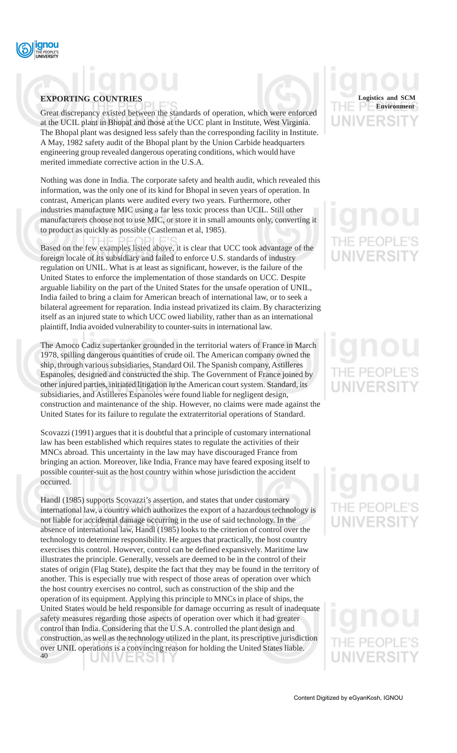**EXPORTING COUNTRIES**

Great discrepancy existed between the standards of operation, which were enforced at the UCIL plant in Bhopal and those at the UCC plant in Institute, West Virginia. The Bhopal plant was designed less safely than the corresponding facility in Institute. A May, 1982 safety audit of the Bhopal plant by the Union Carbide headquarters engineering group revealed dangerous operating conditions, which would have merited immediate corrective action in the U.S.A.

Nothing was done in India. The corporate safety and health audit, which revealed this information, was the only one of its kind for Bhopal in seven years of operation. In contrast, American plants were audited every two years. Furthermore, other industries manufacture MIC using a far less toxic process than UCIL. Still other manufacturers choose not to use MIC, or store it in small amounts only, converting it to product as quickly as possible (Castleman et al, 1985).

Based on the few examples listed above, it is clear that UCC took advantage of the foreign locale of its subsidiary and failed to enforce U.S. standards of industry regulation on UNIL. What is at least as significant, however, is the failure of the United States to enforce the implementation of those standards on UCC. Despite arguable liability on the part of the United States for the unsafe operation of UNIL, India failed to bring a claim for American breach of international law, or to seek a bilateral agreement for reparation. India instead privatized its claim. By characterizing itself as an injured state to which UCC owed liability, rather than as an international plaintiff, India avoided vulnerability to counter-suits in international law.

The Amoco Cadiz supertanker grounded in the territorial waters of France in March 1978, spilling dangerous quantities of crude oil. The American company owned the ship, through various subsidiaries, Standard Oil. The Spanish company, Astilleres Espanoles, designed and constructed the ship. The Government of France joined by other injured parties, initiated litigation in the American court system. Standard, its subsidiaries, and Astilleres Espanoles were found liable for negligent design, construction and maintenance of the ship. However, no claims were made against the United States for its failure to regulate the extraterritorial operations of Standard.

Scovazzi (1991) argues that it is doubtful that a principle of customary international law has been established which requires states to regulate the activities of their MNCs abroad. This uncertainty in the law may have discouraged France from bringing an action. Moreover, like India, France may have feared exposing itself to possible counter-suit as the host country within whose jurisdiction the accident occurred.

Handl (1985) supports Scovazzi's assertion, and states that under customary international law, a country which authorizes the export of a hazardous technology is not liable for accidental damage occurring in the use of said technology. In the absence of international law, Handl (1985) looks to the criterion of control over the technology to determine responsibility. He argues that practically, the host country exercises this control. However, control can be defined expansively. Maritime law illustrates the principle. Generally, vessels are deemed to be in the control of their states of origin (Flag State), despite the fact that they may be found in the territory of another. This is especially true with respect of those areas of operation over which the host country exercises no control, such as construction of the ship and the operation of its equipment. Applying this principle to MNCs in place of ships, the United States would be held responsible for damage occurring as result of inadequate safety measures regarding those aspects of operation over which it had greater control than India. Considering that the U.S.A. controlled the plant design and construction, as well as the technology utilized in the plant, its prescriptive jurisdiction over UNIL operations is a convincing reason for holding the United States liable.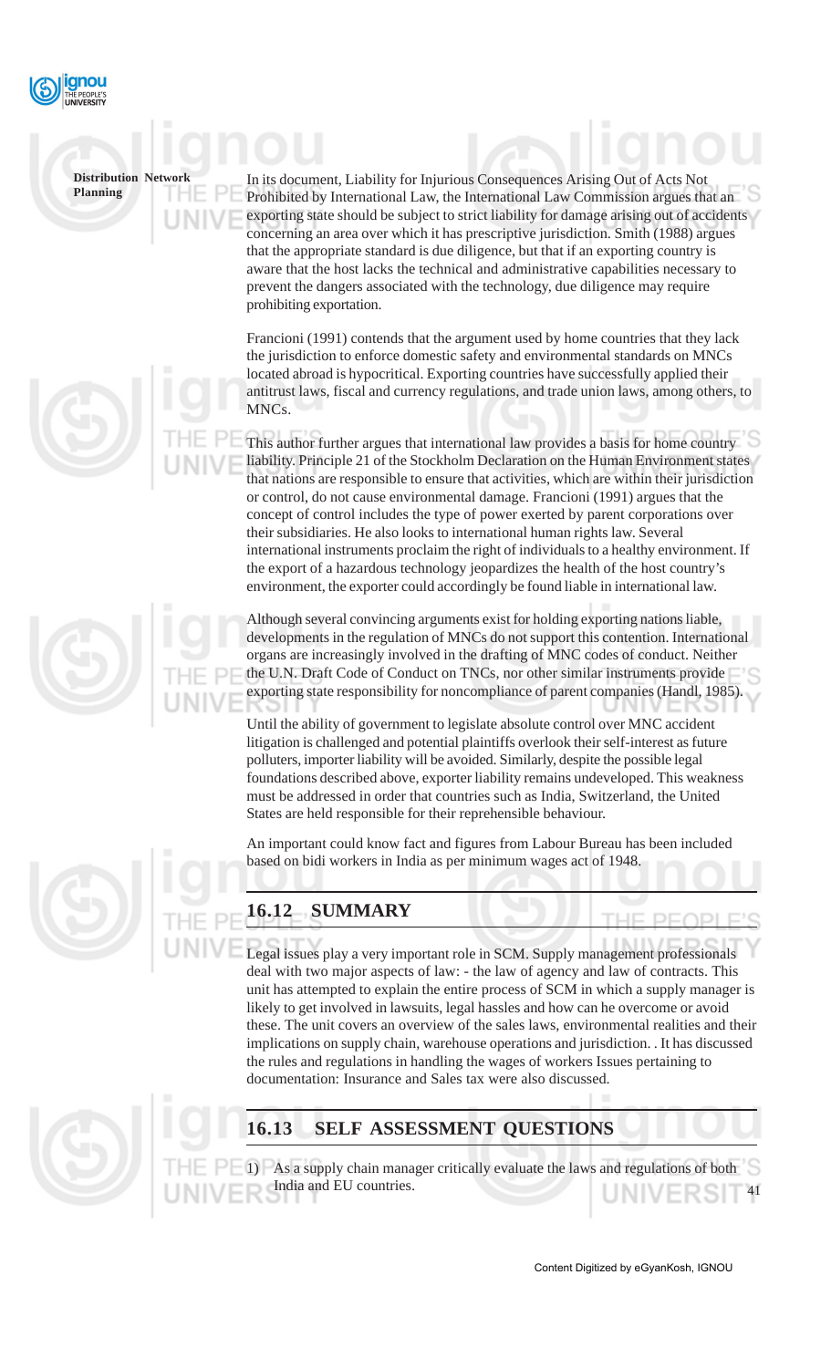In its document, Liability for Injurious Consequences Arising Out of Acts Not Prohibited by International Law, the International Law Commission argues that an exporting state should be subject to strict liability for damage arising out of accidents concerning an area over which it has prescriptive jurisdiction. Smith (1988) argues that the appropriate standard is due diligence, but that if an exporting country is aware that the host lacks the technical and administrative capabilities necessary to prevent the dangers associated with the technology, due diligence may require prohibiting exportation.

Francioni (1991) contends that the argument used by home countries that they lack the jurisdiction to enforce domestic safety and environmental standards on MNCs located abroad is hypocritical. Exporting countries have successfully applied their antitrust laws, fiscal and currency regulations, and trade union laws, among others, to MNCs.

This author further argues that international law provides a basis for home country liability. Principle 21 of the Stockholm Declaration on the Human Environment states that nations are responsible to ensure that activities, which are within their jurisdiction or control, do not cause environmental damage. Francioni (1991) argues that the concept of control includes the type of power exerted by parent corporations over their subsidiaries. He also looks to international human rights law. Several international instruments proclaim the right of individuals to a healthy environment. If the export of a hazardous technology jeopardizes the health of the host country's environment, the exporter could accordingly be found liable in international law.

Although several convincing arguments exist for holding exporting nations liable, developments in the regulation of MNCs do not support this contention. International organs are increasingly involved in the drafting of MNC codes of conduct. Neither the U.N. Draft Code of Conduct on TNCs, nor other similar instruments provide exporting state responsibility for noncompliance of parent companies (Handl, 1985).

Until the ability of government to legislate absolute control over MNC accident litigation is challenged and potential plaintiffs overlook their self-interest as future polluters, importer liability will be avoided. Similarly, despite the possible legal foundations described above, exporter liability remains undeveloped. This weakness must be addressed in order that countries such as India, Switzerland, the United States are held responsible for their reprehensible behaviour.

An important could know fact and figures from Labour Bureau has been included based on bidi workers in India as per minimum wages act of 1948.

## 16.12 SUMMARY

Legal issues play a very important role in SCM. Supply management professionals deal with two major aspects of law: - the law of agency and law of contracts. This unit has attempted to explain the entire process of SCM in which a supply manager is likely to get involved in lawsuits, legal hassles and how can he overcome or avoid these. The unit covers an overview of the sales laws, environmental realities and their implications on supply chain, warehouse operations and jurisdiction. . It has discussed the rules and regulations in handling the wages of workers Issues pertaining to documentation: Insurance and Sales tax were also discussed.

## 16.13 SELF ASSESSMENT QUESTIONS

1) As a supply chain manager critically evaluate the laws and regulations of both India and EU countries.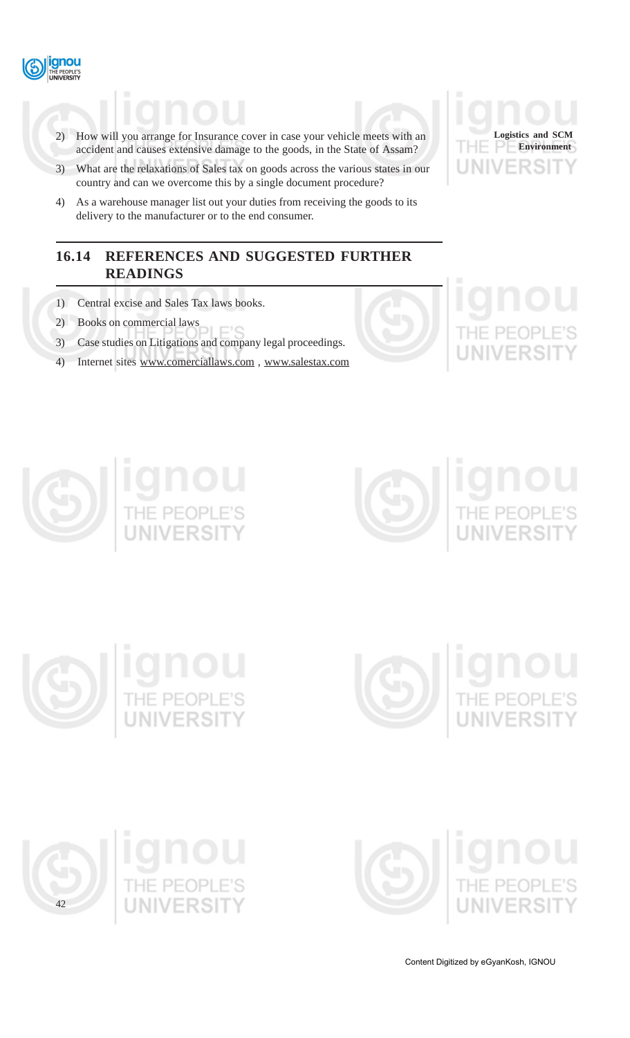2) How will you arrange for Insurance cover in case your vehicle meets with an accident and causes extensive damage to the goods, in the State of Assam?

3) What are the relaxations of Sales tax on goods across the various states in our country and can we overcome this by a single document procedure?

4) As a warehouse manager list out your duties from receiving the goods to its delivery to the manufacturer or to the end consumer.

## 16.14 REFERENCES AND SUGGESTED FURTHER READINGS

1) Central excise and Sales Tax laws books.
2) Books on commercial laws
3) Case studies on Litigations and company legal proceedings.
4) Internet sites www.comerciallaws.com , www.salestax.com